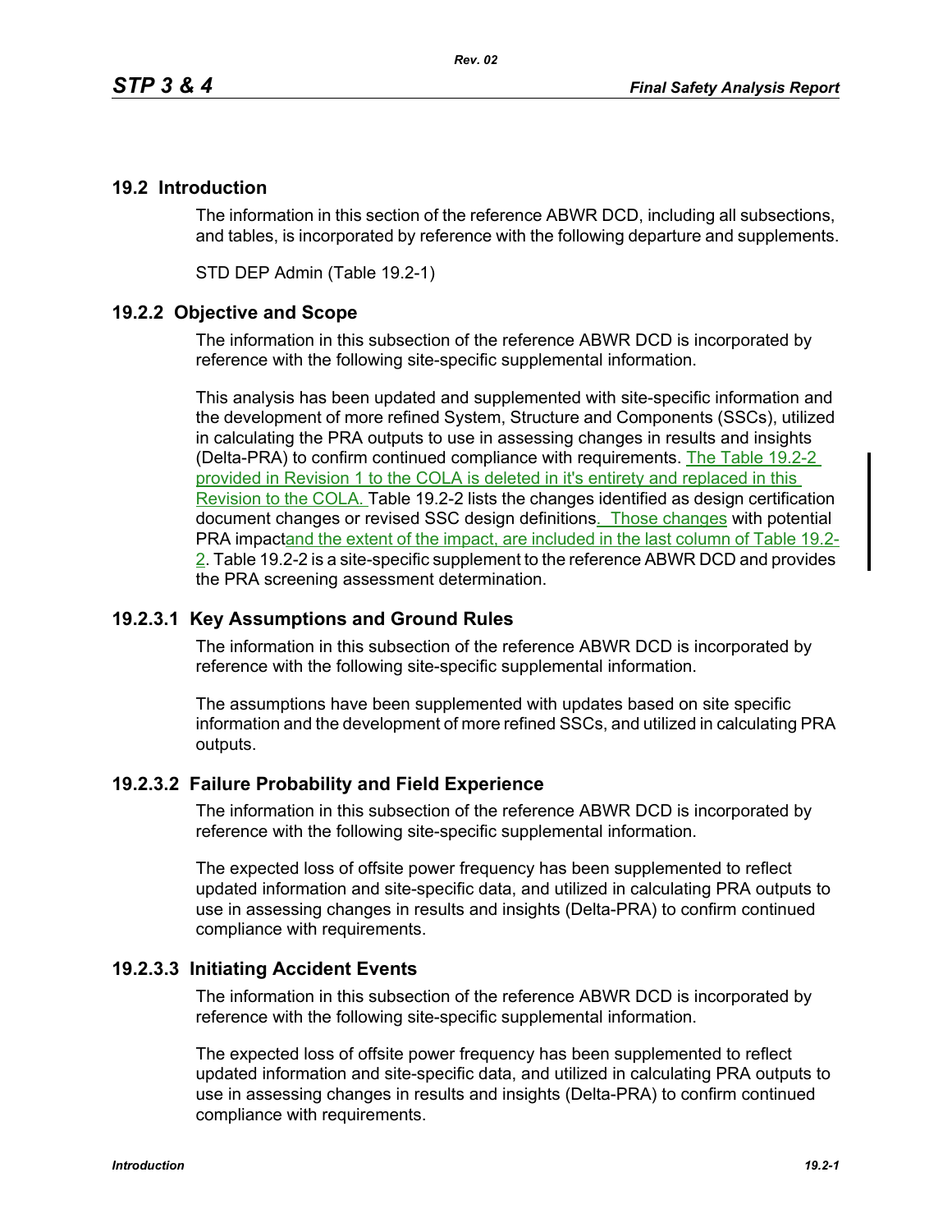## 19.2 Introduction

The information in this section of the reference ABWR DCD, including all subsections, and tables, is incorporated by reference with the following departure and supplements.

STD DEP Admin (Table 19.2-1)

### 19.2.2 Objective and Scope

The information in this subsection of the reference ABWR DCD is incorporated by reference with the following site-specific supplemental information.

This analysis has been updated and supplemented with site-specific information and the development of more refined System, Structure and Components (SSCs), utilized in calculating the PRA outputs to use in assessing changes in results and insights (Delta-PRA) to confirm continued compliance with requirements. The Table 19.2-2 provided in Revision 1 to the COLA is deleted in it's entirety and replaced in this Revision to the COLA. Table 19.2-2 lists the changes identified as design certification document changes or revised SSC design definitions. Those changes with potential PRA impactand the extent of the impact, are included in the last column of Table 19.2-2. Table 19.2-2 is a site-specific supplement to the reference ABWR DCD and provides the PRA screening assessment determination.

### 19.2.3.1 Key Assumptions and Ground Rules

The information in this subsection of the reference ABWR DCD is incorporated by reference with the following site-specific supplemental information.

The assumptions have been supplemented with updates based on site specific information and the development of more refined SSCs, and utilized in calculating PRA outputs.

### 19.2.3.2 Failure Probability and Field Experience

The information in this subsection of the reference ABWR DCD is incorporated by reference with the following site-specific supplemental information.

The expected loss of offsite power frequency has been supplemented to reflect updated information and site-specific data, and utilized in calculating PRA outputs to use in assessing changes in results and insights (Delta-PRA) to confirm continued compliance with requirements.

### 19.2.3.3 Initiating Accident Events

The information in this subsection of the reference ABWR DCD is incorporated by reference with the following site-specific supplemental information.

The expected loss of offsite power frequency has been supplemented to reflect updated information and site-specific data, and utilized in calculating PRA outputs to use in assessing changes in results and insights (Delta-PRA) to confirm continued compliance with requirements.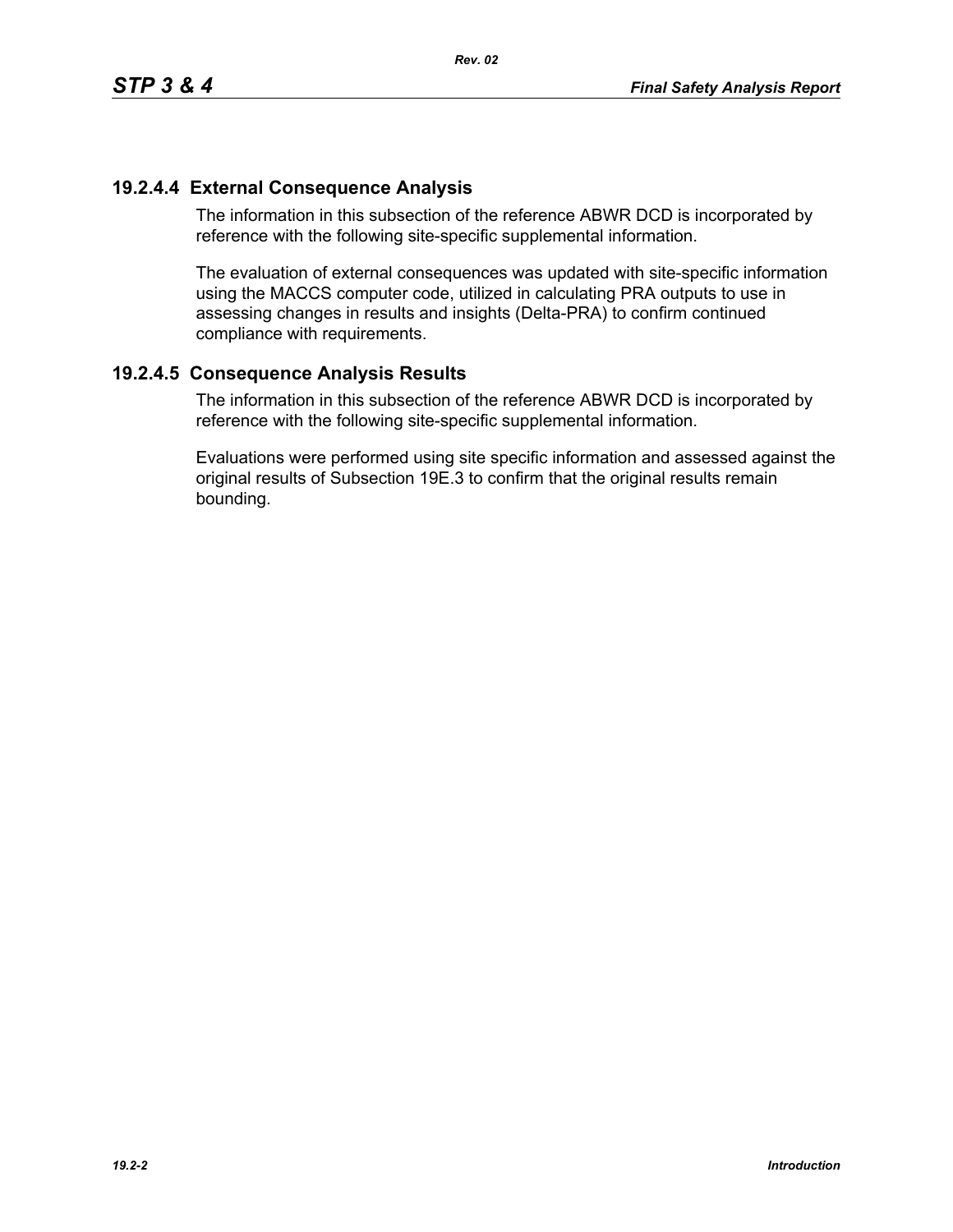### 19.2.4.4 External Consequence Analysis

The information in this subsection of the reference ABWR DCD is incorporated by reference with the following site-specific supplemental information.

The evaluation of external consequences was updated with site-specific information using the MACCS computer code, utilized in calculating PRA outputs to use in assessing changes in results and insights (Delta-PRA) to confirm continued compliance with requirements.

### 19.2.4.5 Consequence Analysis Results

The information in this subsection of the reference ABWR DCD is incorporated by reference with the following site-specific supplemental information.

Evaluations were performed using site specific information and assessed against the original results of Subsection 19E.3 to confirm that the original results remain bounding.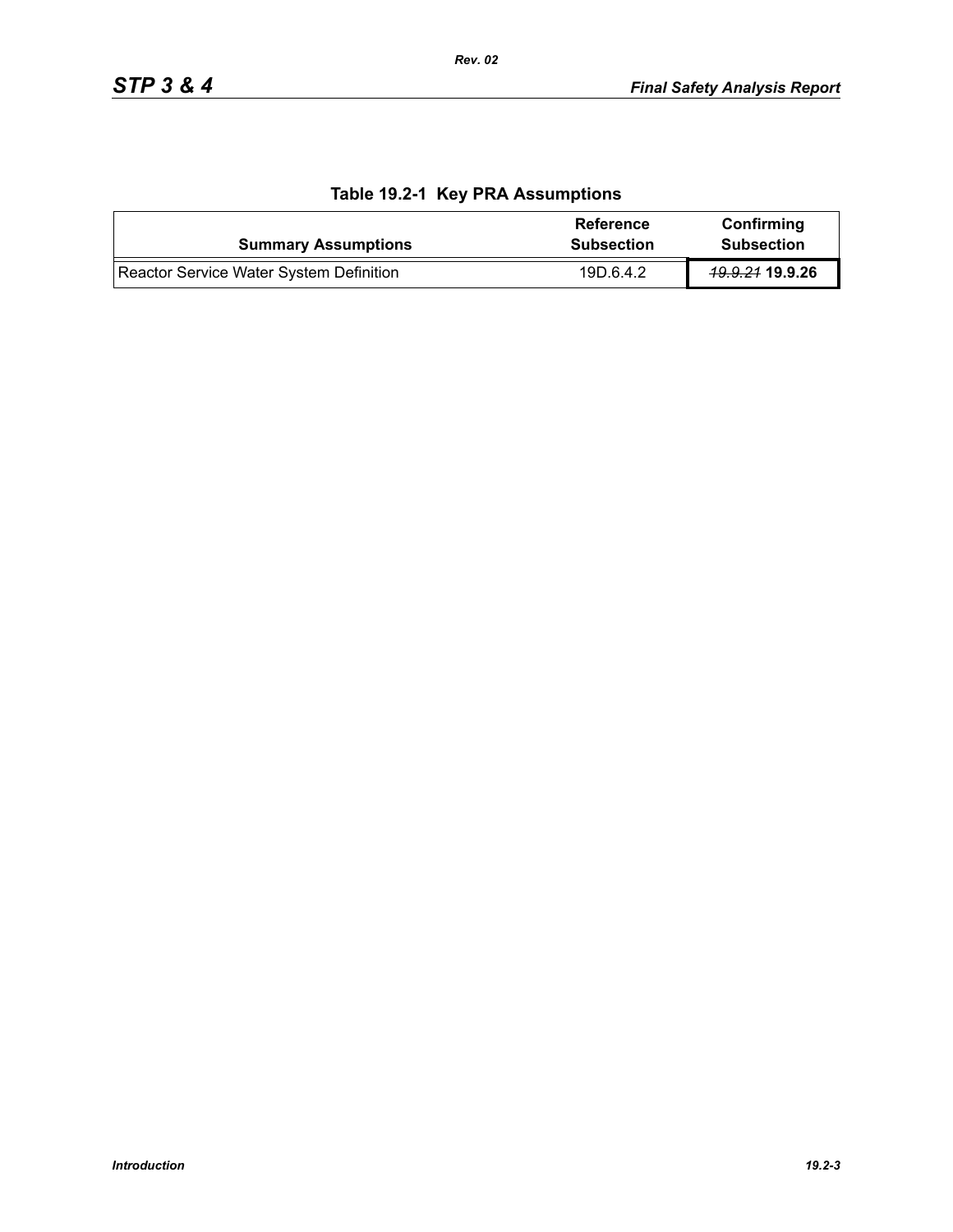**Table 19.2-1 Key PRA Assumptions**

| Summary Assumptions | Reference Subsection | Confirming Subsection |
|---|---|---|
| Reactor Service Water System Definition | 19D.6.4.2 | ~~*19.9.21*~~ **19.9.26** |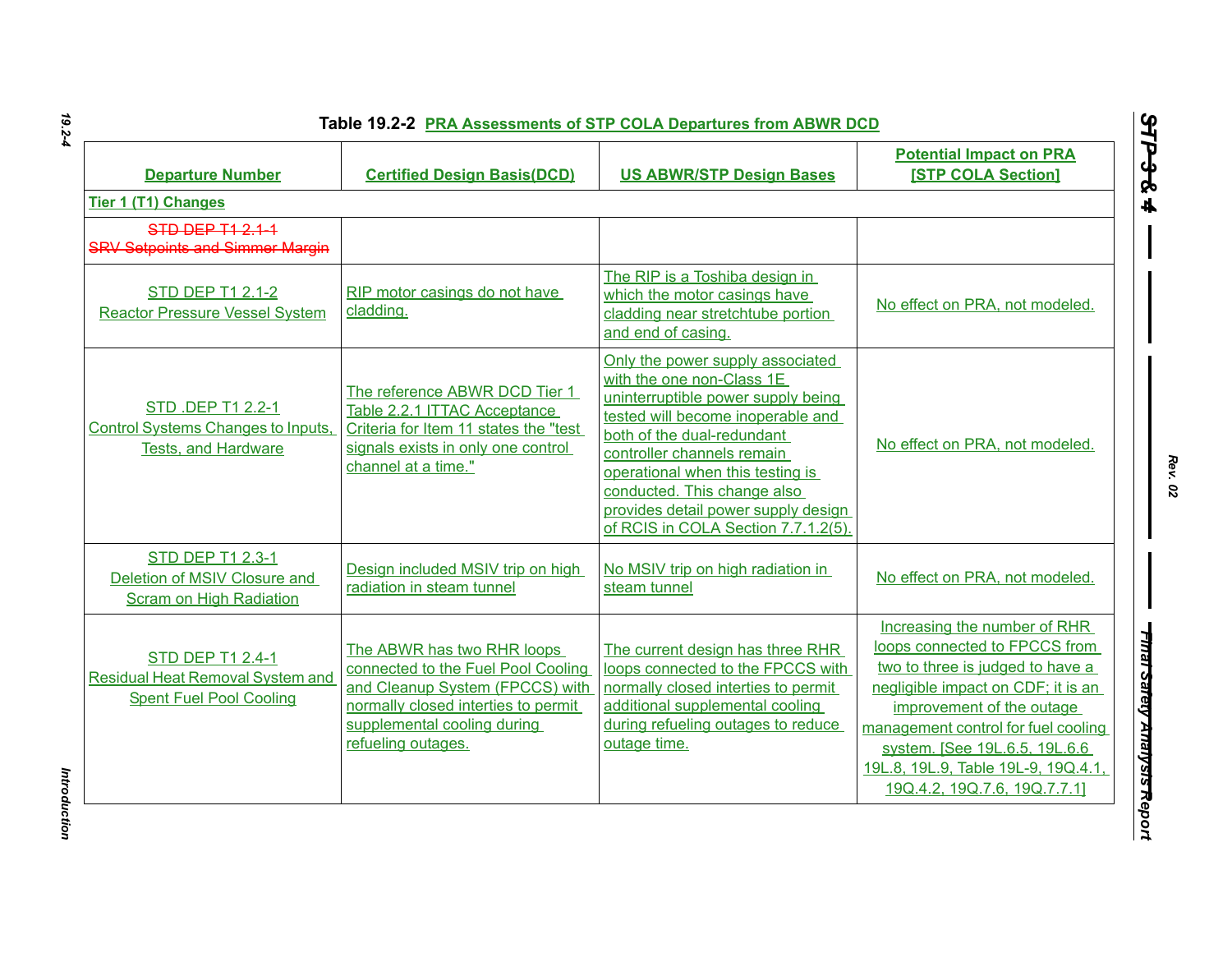**Table 19.2-2 PRA Assessments of STP COLA Departures from ABWR DCD**

| Departure Number | Certified Design Basis(DCD) | US ABWR/STP Design Bases | Potential Impact on PRA [STP COLA Section] |
|---|---|---|---|
| **Tier 1 (T1) Changes** | | | |
| ~~STD DEP T1 2.1-1 SRV Setpoints and Simmer Margin~~ | | | |
| STD DEP T1 2.1-2 Reactor Pressure Vessel System | RIP motor casings do not have cladding. | The RIP is a Toshiba design in which the motor casings have cladding near stretchtube portion and end of casing. | No effect on PRA, not modeled. |
| STD .DEP T1 2.2-1 Control Systems Changes to Inputs, Tests, and Hardware | The reference ABWR DCD Tier 1 Table 2.2.1 ITTAC Acceptance Criteria for Item 11 states the "test signals exists in only one control channel at a time." | Only the power supply associated with the one non-Class 1E uninterruptible power supply being tested will become inoperable and both of the dual-redundant controller channels remain operational when this testing is conducted. This change also provides detail power supply design of RCIS in COLA Section 7.7.1.2(5). | No effect on PRA, not modeled. |
| STD DEP T1 2.3-1 Deletion of MSIV Closure and Scram on High Radiation | Design included MSIV trip on high radiation in steam tunnel | No MSIV trip on high radiation in steam tunnel | No effect on PRA, not modeled. |
| STD DEP T1 2.4-1 Residual Heat Removal System and Spent Fuel Pool Cooling | The ABWR has two RHR loops connected to the Fuel Pool Cooling and Cleanup System (FPCCS) with normally closed interties to permit supplemental cooling during refueling outages. | The current design has three RHR loops connected to the FPCCS with normally closed interties to permit additional supplemental cooling during refueling outages to reduce outage time. | Increasing the number of RHR loops connected to FPCCS from two to three is judged to have a negligible impact on CDF; it is an improvement of the outage management control for fuel cooling system. [See 19L.6.5, 19L.6.6 19L.8, 19L.9, Table 19L-9, 19Q.4.1, 19Q.4.2, 19Q.7.6, 19Q.7.7.1] |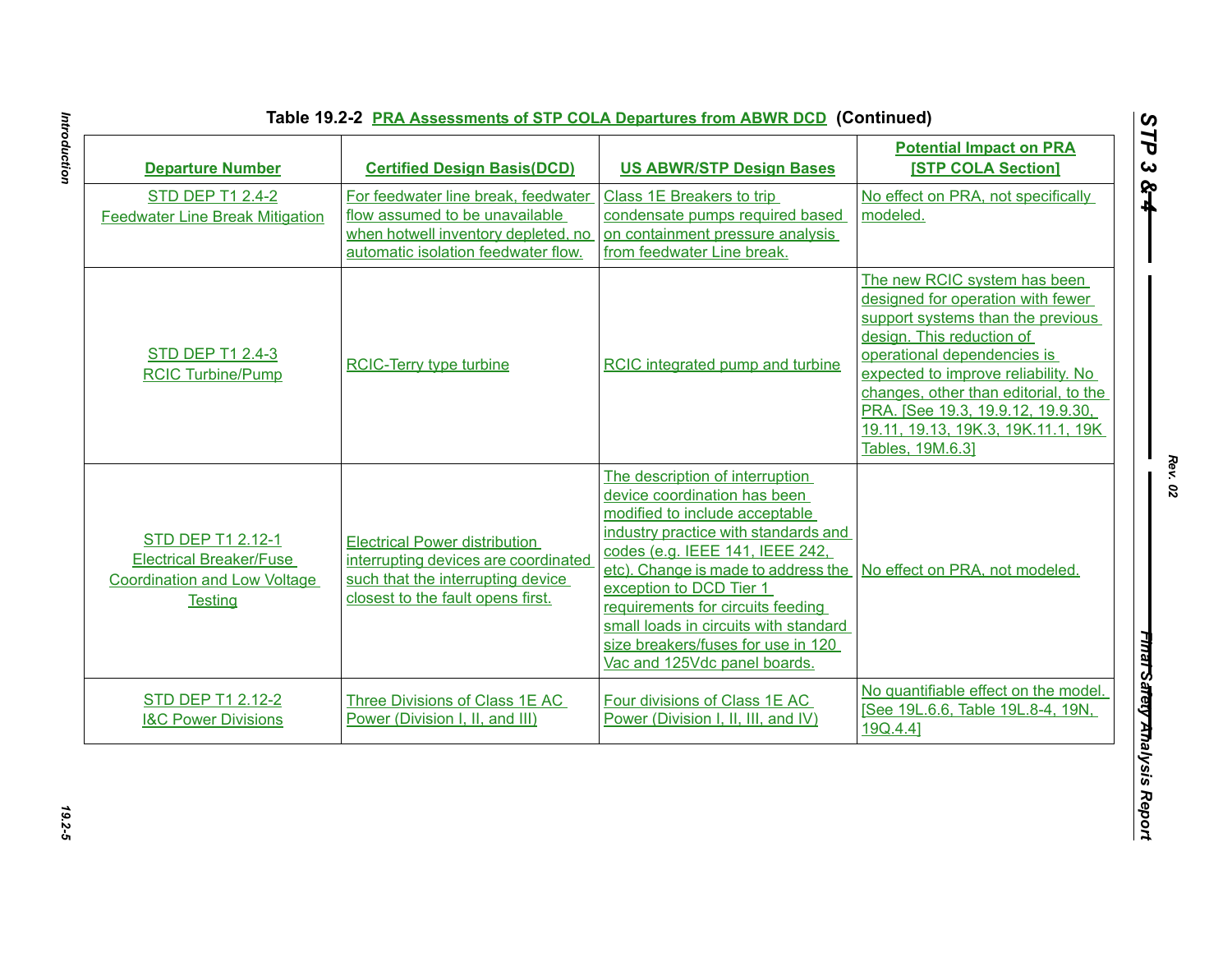**Table 19.2-2 PRA Assessments of STP COLA Departures from ABWR DCD (Continued)**

| Departure Number | Certified Design Basis(DCD) | US ABWR/STP Design Bases | Potential Impact on PRA [STP COLA Section] |
|---|---|---|---|
| STD DEP T1 2.4-2 Feedwater Line Break Mitigation | For feedwater line break, feedwater flow assumed to be unavailable when hotwell inventory depleted, no automatic isolation feedwater flow. | Class 1E Breakers to trip condensate pumps required based on containment pressure analysis from feedwater Line break. | No effect on PRA, not specifically modeled. |
| STD DEP T1 2.4-3 RCIC Turbine/Pump | RCIC-Terry type turbine | RCIC integrated pump and turbine | The new RCIC system has been designed for operation with fewer support systems than the previous design. This reduction of operational dependencies is expected to improve reliability. No changes, other than editorial, to the PRA. [See 19.3, 19.9.12, 19.9.30, 19.11, 19.13, 19K.3, 19K.11.1, 19K Tables, 19M.6.3] |
| STD DEP T1 2.12-1 Electrical Breaker/Fuse Coordination and Low Voltage Testing | Electrical Power distribution interrupting devices are coordinated such that the interrupting device closest to the fault opens first. | The description of interruption device coordination has been modified to include acceptable industry practice with standards and codes (e.g. IEEE 141, IEEE 242, etc). Change is made to address the exception to DCD Tier 1 requirements for circuits feeding small loads in circuits with standard size breakers/fuses for use in 120 Vac and 125Vdc panel boards. | No effect on PRA, not modeled. |
| STD DEP T1 2.12-2 I&C Power Divisions | Three Divisions of Class 1E AC Power (Division I, II, and III) | Four divisions of Class 1E AC Power (Division I, II, III, and IV) | No quantifiable effect on the model. [See 19L.6.6, Table 19L.8-4, 19N, 19Q.4.4] |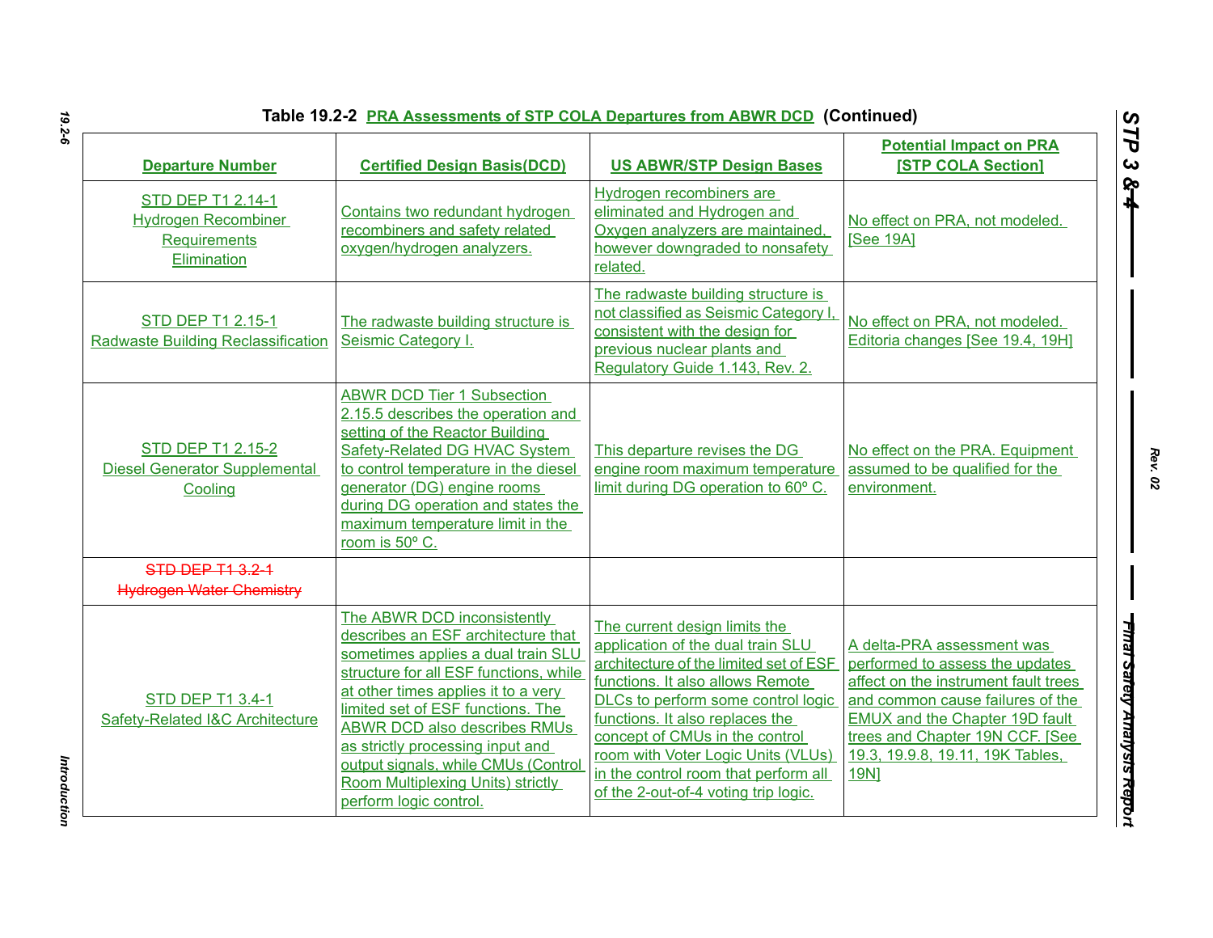Table 19.2-2 PRA Assessments of STP COLA Departures from ABWR DCD (Continued)

| Departure Number | Certified Design Basis(DCD) | US ABWR/STP Design Bases | Potential Impact on PRA [STP COLA Section] |
|---|---|---|---|
| STD DEP T1 2.14-1 Hydrogen Recombiner Requirements Elimination | Contains two redundant hydrogen recombiners and safety related oxygen/hydrogen analyzers. | Hydrogen recombiners are eliminated and Hydrogen and Oxygen analyzers are maintained, however downgraded to nonsafety related. | No effect on PRA, not modeled. [See 19A] |
| STD DEP T1 2.15-1 Radwaste Building Reclassification | The radwaste building structure is Seismic Category I. | The radwaste building structure is not classified as Seismic Category I, consistent with the design for previous nuclear plants and Regulatory Guide 1.143, Rev. 2. | No effect on PRA, not modeled. Editoria changes [See 19.4, 19H] |
| STD DEP T1 2.15-2 Diesel Generator Supplemental Cooling | ABWR DCD Tier 1 Subsection 2.15.5 describes the operation and setting of the Reactor Building Safety-Related DG HVAC System to control temperature in the diesel generator (DG) engine rooms during DG operation and states the maximum temperature limit in the room is 50º C. | This departure revises the DG engine room maximum temperature limit during DG operation to 60º C. | No effect on the PRA. Equipment assumed to be qualified for the environment. |
| ~~STD DEP T1 3.2-1 Hydrogen Water Chemistry~~ | | | |
| STD DEP T1 3.4-1 Safety-Related I&C Architecture | The ABWR DCD inconsistently describes an ESF architecture that sometimes applies a dual train SLU structure for all ESF functions, while at other times applies it to a very limited set of ESF functions. The ABWR DCD also describes RMUs as strictly processing input and output signals, while CMUs (Control Room Multiplexing Units) strictly perform logic control. | The current design limits the application of the dual train SLU architecture of the limited set of ESF functions. It also allows Remote DLCs to perform some control logic functions. It also replaces the concept of CMUs in the control room with Voter Logic Units (VLUs) in the control room that perform all of the 2-out-of-4 voting trip logic. | A delta-PRA assessment was performed to assess the updates affect on the instrument fault trees and common cause failures of the EMUX and the Chapter 19D fault trees and Chapter 19N CCF. [See 19.3, 19.9.8, 19.11, 19K Tables, 19N] |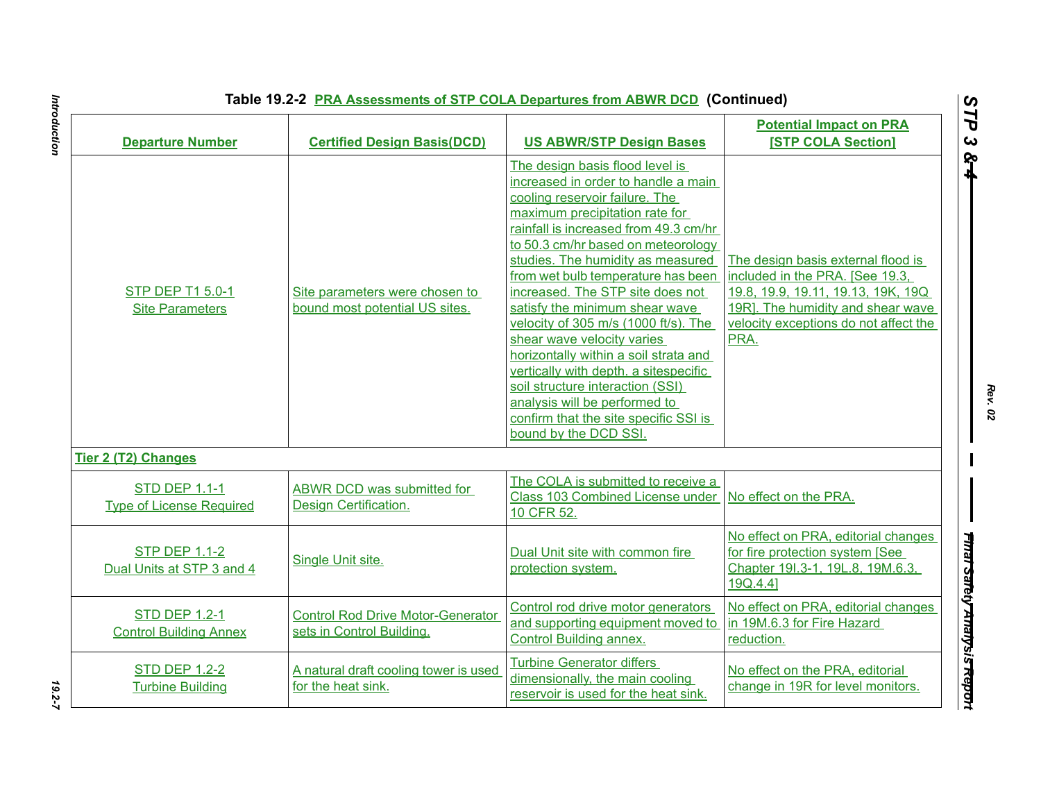**Table 19.2-2 PRA Assessments of STP COLA Departures from ABWR DCD (Continued)**

| Departure Number | Certified Design Basis(DCD) | US ABWR/STP Design Bases | Potential Impact on PRA [STP COLA Section] |
|---|---|---|---|
| STP DEP T1 5.0-1 Site Parameters | Site parameters were chosen to bound most potential US sites. | The design basis flood level is increased in order to handle a main cooling reservoir failure. The maximum precipitation rate for rainfall is increased from 49.3 cm/hr to 50.3 cm/hr based on meteorology studies. The humidity as measured from wet bulb temperature has been increased. The STP site does not satisfy the minimum shear wave velocity of 305 m/s (1000 ft/s). The shear wave velocity varies horizontally within a soil strata and vertically with depth. a sitespecific soil structure interaction (SSI) analysis will be performed to confirm that the site specific SSI is bound by the DCD SSI. | The design basis external flood is included in the PRA. [See 19.3, 19.8, 19.9, 19.11, 19.13, 19K, 19Q 19R]. The humidity and shear wave velocity exceptions do not affect the PRA. |
| **Tier 2 (T2) Changes** | | | |
| STD DEP 1.1-1 Type of License Required | ABWR DCD was submitted for Design Certification. | The COLA is submitted to receive a Class 103 Combined License under 10 CFR 52. | No effect on the PRA. |
| STP DEP 1.1-2 Dual Units at STP 3 and 4 | Single Unit site. | Dual Unit site with common fire protection system. | No effect on PRA, editorial changes for fire protection system [See Chapter 19I.3-1, 19L.8, 19M.6.3, 19Q.4.4] |
| STD DEP 1.2-1 Control Building Annex | Control Rod Drive Motor-Generator sets in Control Building. | Control rod drive motor generators and supporting equipment moved to Control Building annex. | No effect on PRA, editorial changes in 19M.6.3 for Fire Hazard reduction. |
| STD DEP 1.2-2 Turbine Building | A natural draft cooling tower is used for the heat sink. | Turbine Generator differs dimensionally, the main cooling reservoir is used for the heat sink. | No effect on the PRA, editorial change in 19R for level monitors. |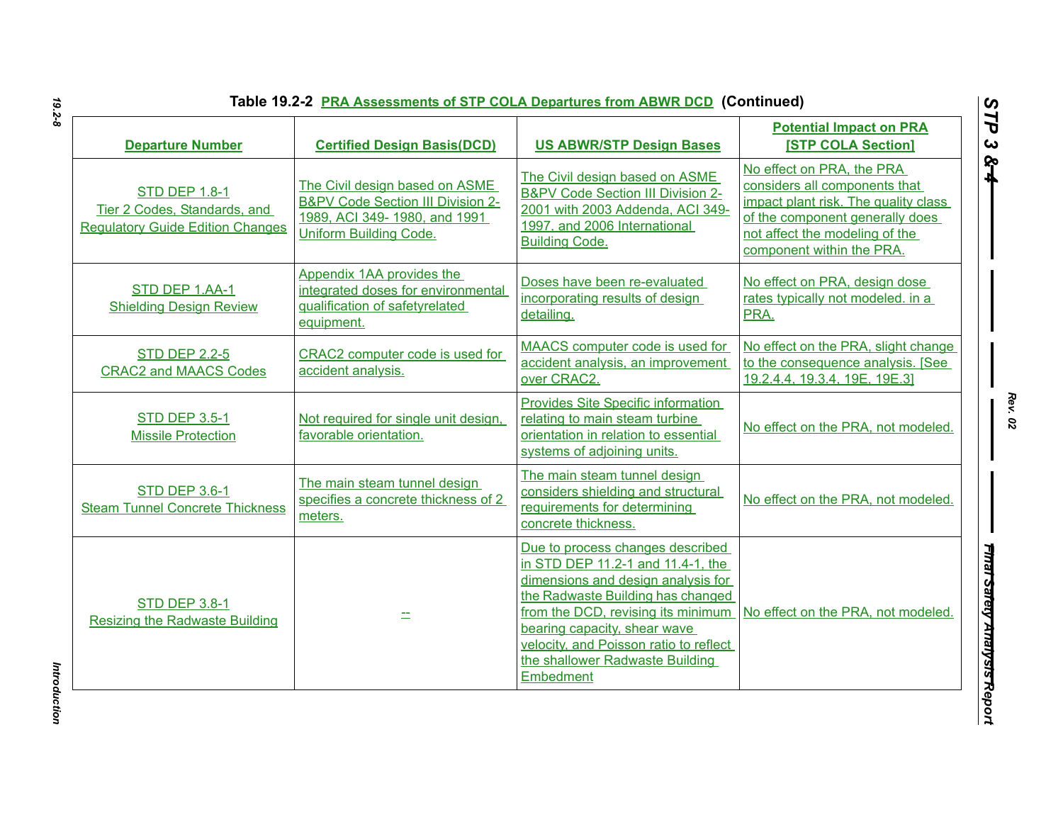**Table 19.2-2 PRA Assessments of STP COLA Departures from ABWR DCD (Continued)**

| Departure Number | Certified Design Basis(DCD) | US ABWR/STP Design Bases | Potential Impact on PRA [STP COLA Section] |
|---|---|---|---|
| STD DEP 1.8-1 Tier 2 Codes, Standards, and Regulatory Guide Edition Changes | The Civil design based on ASME B&PV Code Section III Division 2-1989, ACI 349- 1980, and 1991 Uniform Building Code. | The Civil design based on ASME B&PV Code Section III Division 2-2001 with 2003 Addenda, ACI 349-1997, and 2006 International Building Code. | No effect on PRA, the PRA considers all components that impact plant risk. The quality class of the component generally does not affect the modeling of the component within the PRA. |
| STD DEP 1.AA-1 Shielding Design Review | Appendix 1AA provides the integrated doses for environmental qualification of safetyrelated equipment. | Doses have been re-evaluated incorporating results of design detailing. | No effect on PRA, design dose rates typically not modeled. in a PRA. |
| STD DEP 2.2-5 CRAC2 and MAACS Codes | CRAC2 computer code is used for accident analysis. | MAACS computer code is used for accident analysis, an improvement over CRAC2. | No effect on the PRA, slight change to the consequence analysis. [See 19.2.4.4, 19.3.4, 19E, 19E.3] |
| STD DEP 3.5-1 Missile Protection | Not required for single unit design, favorable orientation. | Provides Site Specific information relating to main steam turbine orientation in relation to essential systems of adjoining units. | No effect on the PRA, not modeled. |
| STD DEP 3.6-1 Steam Tunnel Concrete Thickness | The main steam tunnel design specifies a concrete thickness of 2 meters. | The main steam tunnel design considers shielding and structural requirements for determining concrete thickness. | No effect on the PRA, not modeled. |
| STD DEP 3.8-1 Resizing the Radwaste Building | -- | Due to process changes described in STD DEP 11.2-1 and 11.4-1, the dimensions and design analysis for the Radwaste Building has changed from the DCD, revising its minimum bearing capacity, shear wave velocity, and Poisson ratio to reflect the shallower Radwaste Building Embedment | No effect on the PRA, not modeled. |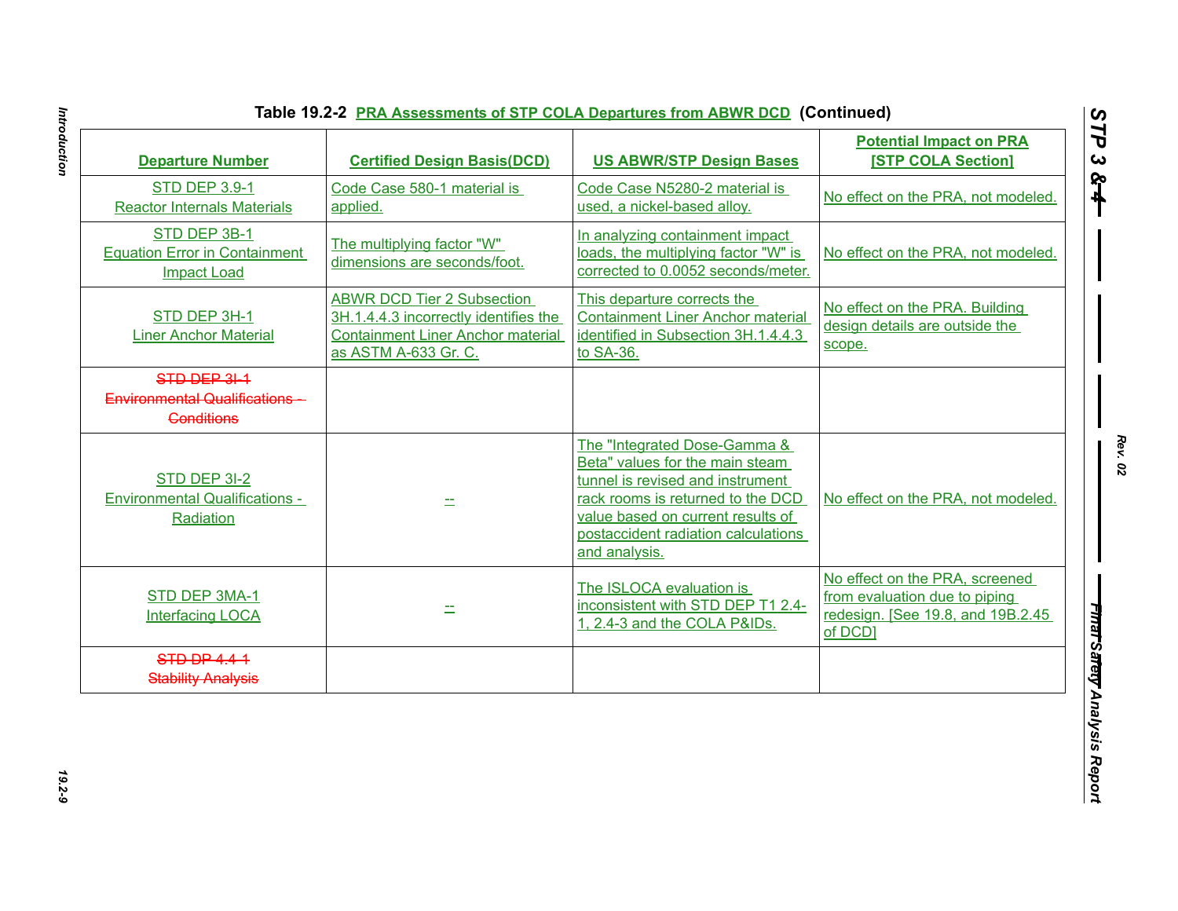**Table 19.2-2 PRA Assessments of STP COLA Departures from ABWR DCD (Continued)**

| Departure Number | Certified Design Basis(DCD) | US ABWR/STP Design Bases | Potential Impact on PRA [STP COLA Section] |
|---|---|---|---|
| STD DEP 3.9-1 Reactor Internals Materials | Code Case 580-1 material is applied. | Code Case N5280-2 material is used, a nickel-based alloy. | No effect on the PRA, not modeled. |
| STD DEP 3B-1 Equation Error in Containment Impact Load | The multiplying factor "W" dimensions are seconds/foot. | In analyzing containment impact loads, the multiplying factor "W" is corrected to 0.0052 seconds/meter. | No effect on the PRA, not modeled. |
| STD DEP 3H-1 Liner Anchor Material | ABWR DCD Tier 2 Subsection 3H.1.4.4.3 incorrectly identifies the Containment Liner Anchor material as ASTM A-633 Gr. C. | This departure corrects the Containment Liner Anchor material identified in Subsection 3H.1.4.4.3 to SA-36. | No effect on the PRA. Building design details are outside the scope. |
| ~~STD DEP 3I-1 Environmental Qualifications - Conditions~~ | | | |
| STD DEP 3I-2 Environmental Qualifications - Radiation | -- | The "Integrated Dose-Gamma & Beta" values for the main steam tunnel is revised and instrument rack rooms is returned to the DCD value based on current results of postaccident radiation calculations and analysis. | No effect on the PRA, not modeled. |
| STD DEP 3MA-1 Interfacing LOCA | -- | The ISLOCA evaluation is inconsistent with STD DEP T1 2.4-1, 2.4-3 and the COLA P&IDs. | No effect on the PRA, screened from evaluation due to piping redesign. [See 19.8, and 19B.2.45 of DCD] |
| ~~STD DP 4.4-1 Stability Analysis~~ | | | |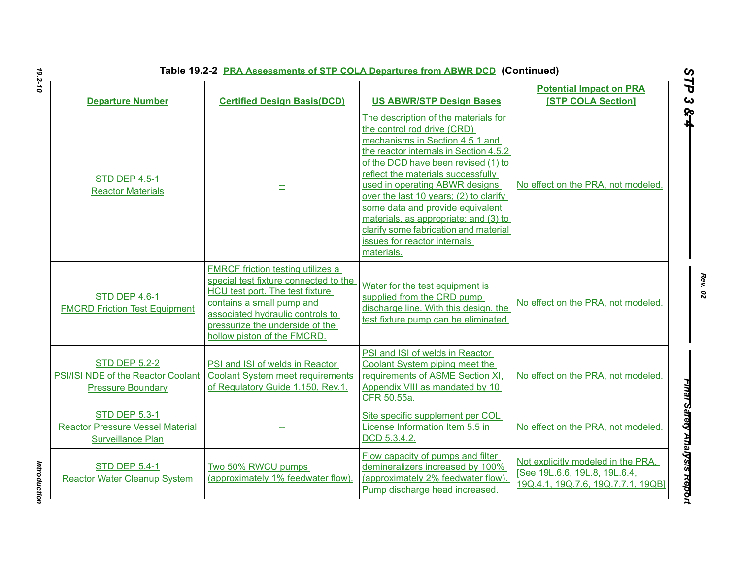**Table 19.2-2 PRA Assessments of STP COLA Departures from ABWR DCD (Continued)**

| Departure Number | Certified Design Basis(DCD) | US ABWR/STP Design Bases | Potential Impact on PRA [STP COLA Section] |
|---|---|---|---|
| STD DEP 4.5-1 Reactor Materials | -- | The description of the materials for the control rod drive (CRD) mechanisms in Section 4.5.1 and the reactor internals in Section 4.5.2 of the DCD have been revised (1) to reflect the materials successfully used in operating ABWR designs over the last 10 years; (2) to clarify some data and provide equivalent materials, as appropriate; and (3) to clarify some fabrication and material issues for reactor internals materials. | No effect on the PRA, not modeled. |
| STD DEP 4.6-1 FMCRD Friction Test Equipment | FMRCF friction testing utilizes a special test fixture connected to the HCU test port. The test fixture contains a small pump and associated hydraulic controls to pressurize the underside of the hollow piston of the FMCRD. | Water for the test equipment is supplied from the CRD pump discharge line. With this design, the test fixture pump can be eliminated. | No effect on the PRA, not modeled. |
| STD DEP 5.2-2 PSI/ISI NDE of the Reactor Coolant Pressure Boundary | PSI and ISI of welds in Reactor Coolant System meet requirements of Regulatory Guide 1.150, Rev.1. | PSI and ISI of welds in Reactor Coolant System piping meet the requirements of ASME Section XI, Appendix VIII as mandated by 10 CFR 50.55a. | No effect on the PRA, not modeled. |
| STD DEP 5.3-1 Reactor Pressure Vessel Material Surveillance Plan | -- | Site specific supplement per COL License Information Item 5.5 in DCD 5.3.4.2. | No effect on the PRA, not modeled. |
| STD DEP 5.4-1 Reactor Water Cleanup System | Two 50% RWCU pumps (approximately 1% feedwater flow). | Flow capacity of pumps and filter demineralizers increased by 100% (approximately 2% feedwater flow). Pump discharge head increased. | Not explicitly modeled in the PRA. [See 19L.6.6, 19L.8, 19L.6.4, 19Q.4.1, 19Q.7.6, 19Q.7.7.1, 19QB] |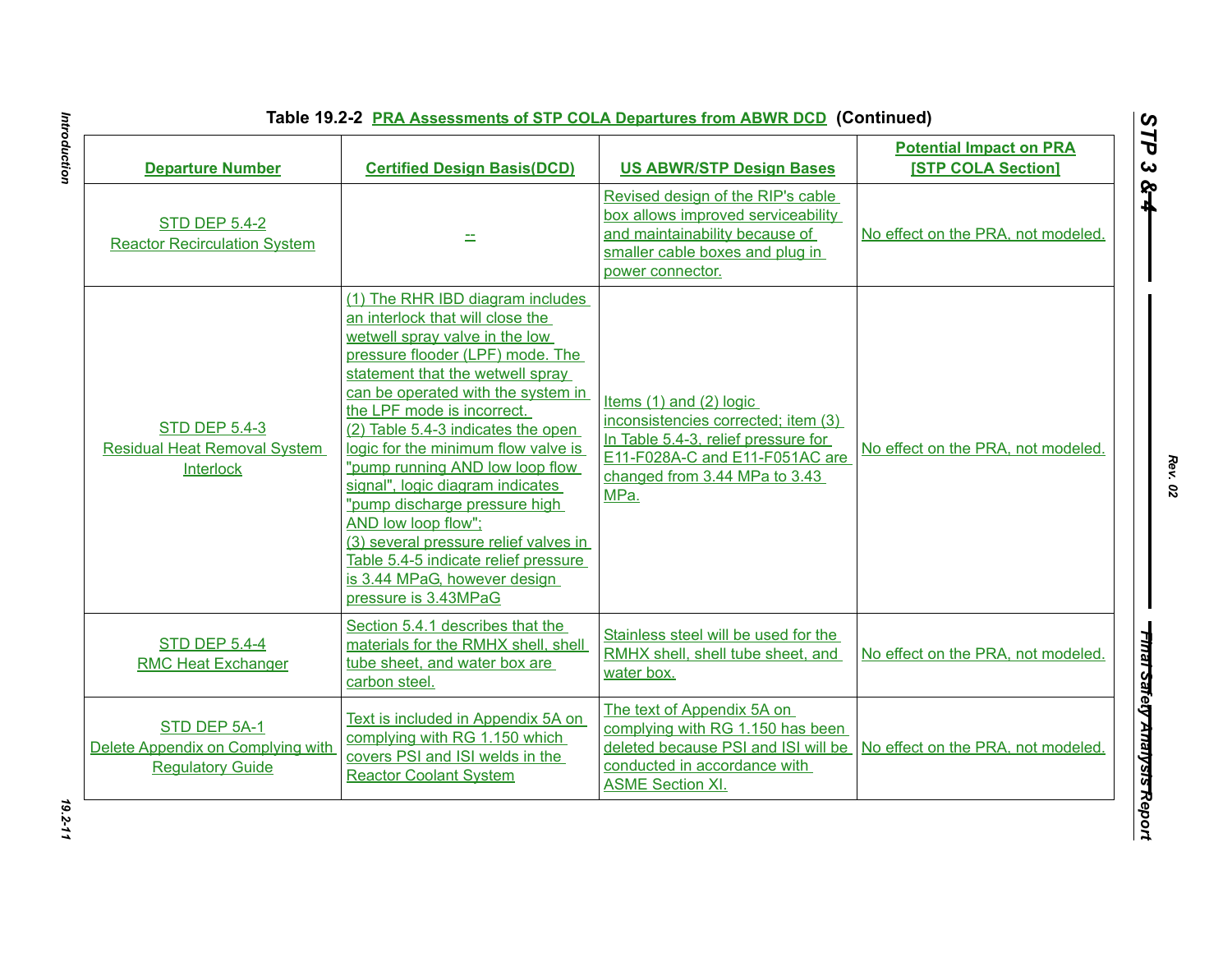**Table 19.2-2 PRA Assessments of STP COLA Departures from ABWR DCD (Continued)**

| Departure Number | Certified Design Basis(DCD) | US ABWR/STP Design Bases | Potential Impact on PRA [STP COLA Section] |
|---|---|---|---|
| STD DEP 5.4-2 Reactor Recirculation System | -- | Revised design of the RIP's cable box allows improved serviceability and maintainability because of smaller cable boxes and plug in power connector. | No effect on the PRA, not modeled. |
| STD DEP 5.4-3 Residual Heat Removal System Interlock | (1) The RHR IBD diagram includes an interlock that will close the wetwell spray valve in the low pressure flooder (LPF) mode. The statement that the wetwell spray can be operated with the system in the LPF mode is incorrect. (2) Table 5.4-3 indicates the open logic for the minimum flow valve is "pump running AND low loop flow signal", logic diagram indicates "pump discharge pressure high AND low loop flow"; (3) several pressure relief valves in Table 5.4-5 indicate relief pressure is 3.44 MPaG, however design pressure is 3.43MPaG | Items (1) and (2) logic inconsistencies corrected; item (3) In Table 5.4-3, relief pressure for E11-F028A-C and E11-F051AC are changed from 3.44 MPa to 3.43 MPa. | No effect on the PRA, not modeled. |
| STD DEP 5.4-4 RMC Heat Exchanger | Section 5.4.1 describes that the materials for the RMHX shell, shell tube sheet, and water box are carbon steel. | Stainless steel will be used for the RMHX shell, shell tube sheet, and water box. | No effect on the PRA, not modeled. |
| STD DEP 5A-1 Delete Appendix on Complying with Regulatory Guide | Text is included in Appendix 5A on complying with RG 1.150 which covers PSI and ISI welds in the Reactor Coolant System | The text of Appendix 5A on complying with RG 1.150 has been deleted because PSI and ISI will be conducted in accordance with ASME Section XI. | No effect on the PRA, not modeled. |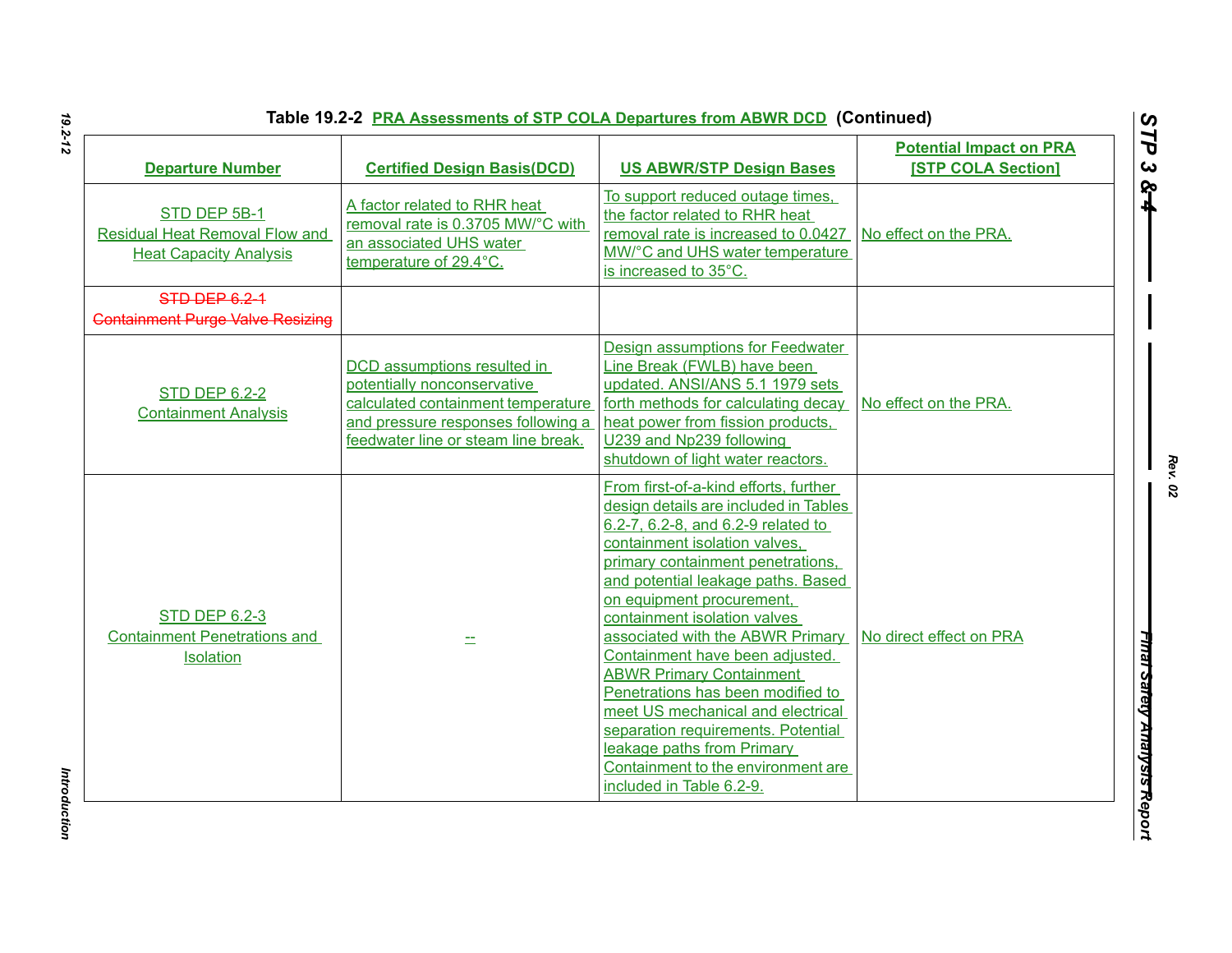Table 19.2-2 PRA Assessments of STP COLA Departures from ABWR DCD (Continued)

| Departure Number | Certified Design Basis(DCD) | US ABWR/STP Design Bases | Potential Impact on PRA [STP COLA Section] |
|---|---|---|---|
| STD DEP 5B-1 Residual Heat Removal Flow and Heat Capacity Analysis | A factor related to RHR heat removal rate is 0.3705 MW/°C with an associated UHS water temperature of 29.4°C. | To support reduced outage times, the factor related to RHR heat removal rate is increased to 0.0427 MW/°C and UHS water temperature is increased to 35°C. | No effect on the PRA. |
| ~~STD DEP 6.2-1 Containment Purge Valve Resizing~~ | | | |
| STD DEP 6.2-2 Containment Analysis | DCD assumptions resulted in potentially nonconservative calculated containment temperature and pressure responses following a feedwater line or steam line break. | Design assumptions for Feedwater Line Break (FWLB) have been updated. ANSI/ANS 5.1 1979 sets forth methods for calculating decay heat power from fission products, U239 and Np239 following shutdown of light water reactors. | No effect on the PRA. |
| STD DEP 6.2-3 Containment Penetrations and Isolation | -- | From first-of-a-kind efforts, further design details are included in Tables 6.2-7, 6.2-8, and 6.2-9 related to containment isolation valves, primary containment penetrations, and potential leakage paths. Based on equipment procurement, containment isolation valves associated with the ABWR Primary Containment have been adjusted. ABWR Primary Containment Penetrations has been modified to meet US mechanical and electrical separation requirements. Potential leakage paths from Primary Containment to the environment are included in Table 6.2-9. | No direct effect on PRA |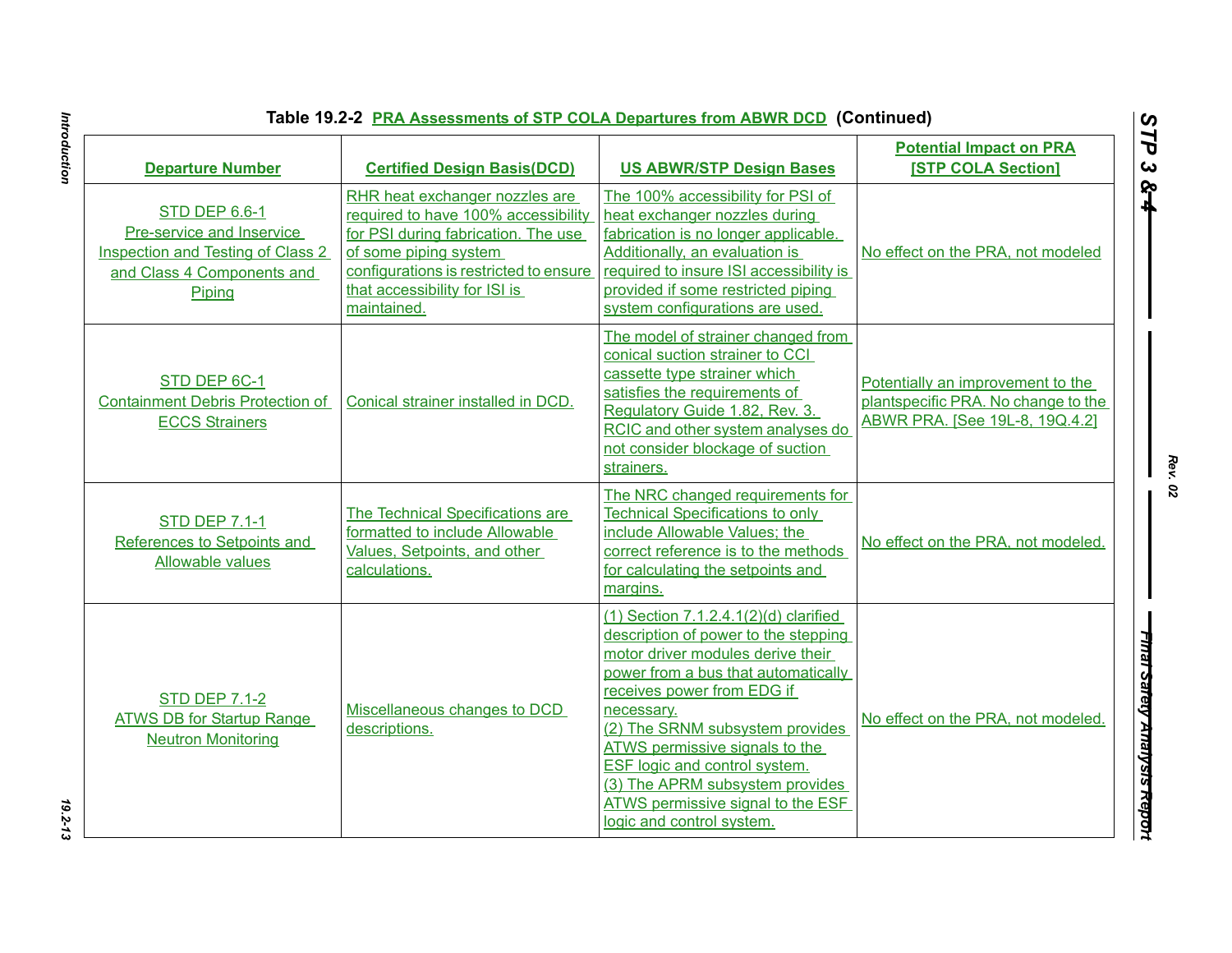**Table 19.2-2 PRA Assessments of STP COLA Departures from ABWR DCD (Continued)**

| Departure Number | Certified Design Basis(DCD) | US ABWR/STP Design Bases | Potential Impact on PRA [STP COLA Section] |
|---|---|---|---|
| STD DEP 6.6-1 Pre-service and Inservice Inspection and Testing of Class 2 and Class 4 Components and Piping | RHR heat exchanger nozzles are required to have 100% accessibility for PSI during fabrication. The use of some piping system configurations is restricted to ensure that accessibility for ISI is maintained. | The 100% accessibility for PSI of heat exchanger nozzles during fabrication is no longer applicable. Additionally, an evaluation is required to insure ISI accessibility is provided if some restricted piping system configurations are used. | No effect on the PRA, not modeled |
| STD DEP 6C-1 Containment Debris Protection of ECCS Strainers | Conical strainer installed in DCD. | The model of strainer changed from conical suction strainer to CCI cassette type strainer which satisfies the requirements of Regulatory Guide 1.82, Rev. 3. RCIC and other system analyses do not consider blockage of suction strainers. | Potentially an improvement to the plantspecific PRA. No change to the ABWR PRA. [See 19L-8, 19Q.4.2] |
| STD DEP 7.1-1 References to Setpoints and Allowable values | The Technical Specifications are formatted to include Allowable Values, Setpoints, and other calculations. | The NRC changed requirements for Technical Specifications to only include Allowable Values; the correct reference is to the methods for calculating the setpoints and margins. | No effect on the PRA, not modeled. |
| STD DEP 7.1-2 ATWS DB for Startup Range Neutron Monitoring | Miscellaneous changes to DCD descriptions. | (1) Section 7.1.2.4.1(2)(d) clarified description of power to the stepping motor driver modules derive their power from a bus that automatically receives power from EDG if necessary.<br>(2) The SRNM subsystem provides ATWS permissive signals to the ESF logic and control system.<br>(3) The APRM subsystem provides ATWS permissive signal to the ESF logic and control system. | No effect on the PRA, not modeled. |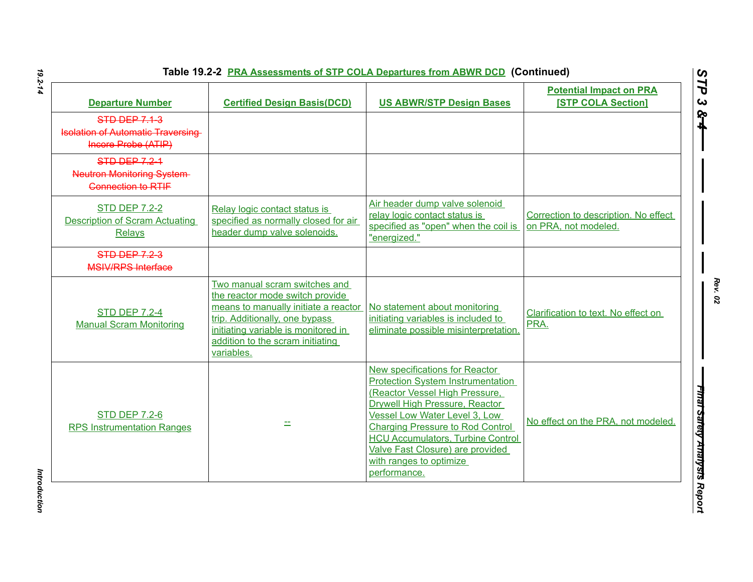Table 19.2-2 PRA Assessments of STP COLA Departures from ABWR DCD (Continued)

| Departure Number | Certified Design Basis(DCD) | US ABWR/STP Design Bases | Potential Impact on PRA [STP COLA Section] |
|---|---|---|---|
| ~~STD DEP 7.1-3 Isolation of Automatic Traversing Incore Probe (ATIP)~~ | | | |
| ~~STD DEP 7.2-1 Neutron Monitoring System Connection to RTIF~~ | | | |
| STD DEP 7.2-2 Description of Scram Actuating Relays | Relay logic contact status is specified as normally closed for air header dump valve solenoids. | Air header dump valve solenoid relay logic contact status is specified as "open" when the coil is "energized." | Correction to description. No effect on PRA, not modeled. |
| ~~STD DEP 7.2-3 MSIV/RPS Interface~~ | | | |
| STD DEP 7.2-4 Manual Scram Monitoring | Two manual scram switches and the reactor mode switch provide means to manually initiate a reactor trip. Additionally, one bypass initiating variable is monitored in addition to the scram initiating variables. | No statement about monitoring initiating variables is included to eliminate possible misinterpretation. | Clarification to text. No effect on PRA. |
| STD DEP 7.2-6 RPS Instrumentation Ranges | -- | New specifications for Reactor Protection System Instrumentation (Reactor Vessel High Pressure, Drywell High Pressure, Reactor Vessel Low Water Level 3, Low Charging Pressure to Rod Control HCU Accumulators, Turbine Control Valve Fast Closure) are provided with ranges to optimize performance. | No effect on the PRA, not modeled. |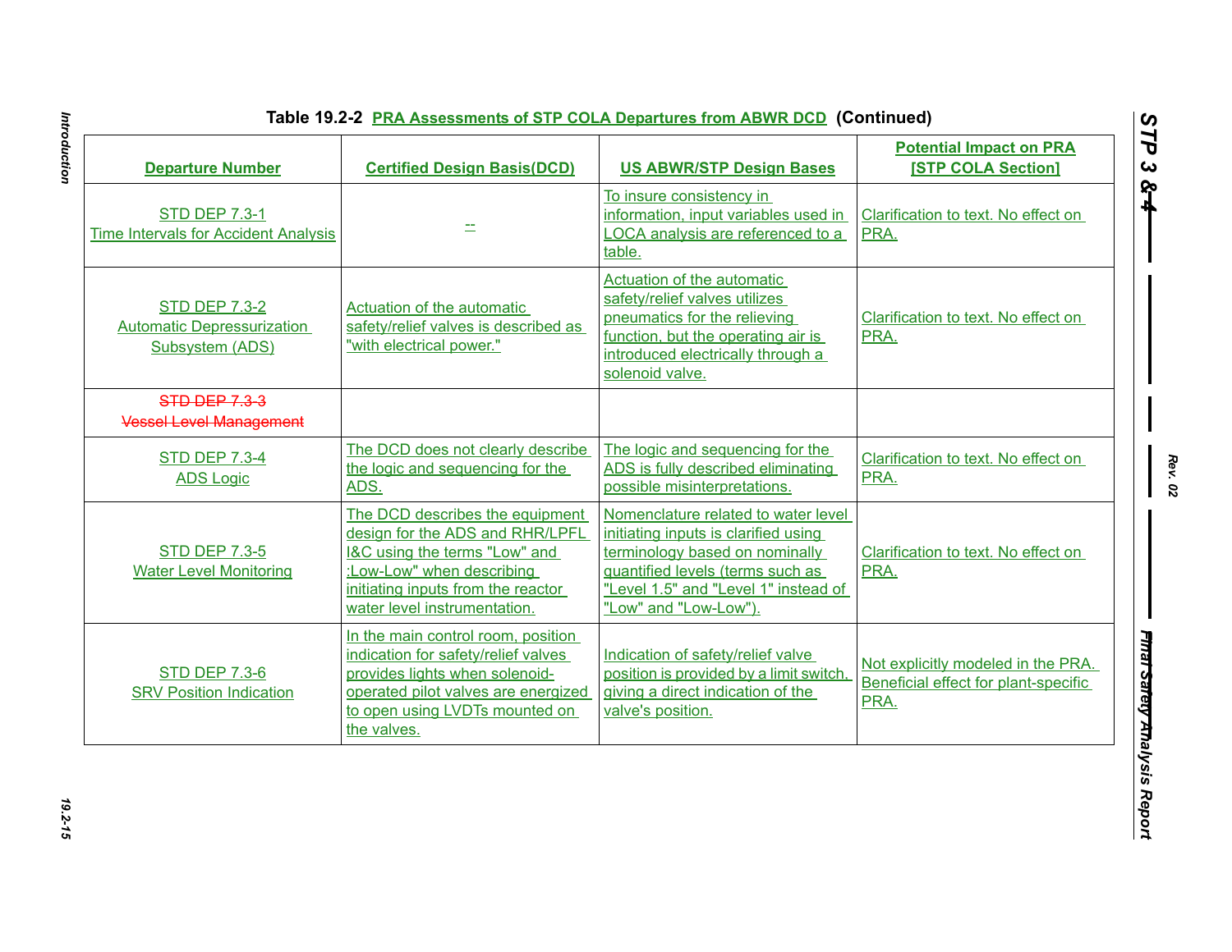**Table 19.2-2 PRA Assessments of STP COLA Departures from ABWR DCD (Continued)**

| Departure Number | Certified Design Basis(DCD) | US ABWR/STP Design Bases | Potential Impact on PRA [STP COLA Section] |
|---|---|---|---|
| STD DEP 7.3-1 Time Intervals for Accident Analysis | -- | To insure consistency in information, input variables used in LOCA analysis are referenced to a table. | Clarification to text. No effect on PRA. |
| STD DEP 7.3-2 Automatic Depressurization Subsystem (ADS) | Actuation of the automatic safety/relief valves is described as "with electrical power." | Actuation of the automatic safety/relief valves utilizes pneumatics for the relieving function, but the operating air is introduced electrically through a solenoid valve. | Clarification to text. No effect on PRA. |
| ~~STD DEP 7.3-3 Vessel Level Management~~ | | | |
| STD DEP 7.3-4 ADS Logic | The DCD does not clearly describe the logic and sequencing for the ADS. | The logic and sequencing for the ADS is fully described eliminating possible misinterpretations. | Clarification to text. No effect on PRA. |
| STD DEP 7.3-5 Water Level Monitoring | The DCD describes the equipment design for the ADS and RHR/LPFL I&C using the terms "Low" and :Low-Low" when describing initiating inputs from the reactor water level instrumentation. | Nomenclature related to water level initiating inputs is clarified using terminology based on nominally quantified levels (terms such as "Level 1.5" and "Level 1" instead of "Low" and "Low-Low"). | Clarification to text. No effect on PRA. |
| STD DEP 7.3-6 SRV Position Indication | In the main control room, position indication for safety/relief valves provides lights when solenoid-operated pilot valves are energized to open using LVDTs mounted on the valves. | Indication of safety/relief valve position is provided by a limit switch, giving a direct indication of the valve's position. | Not explicitly modeled in the PRA. Beneficial effect for plant-specific PRA. |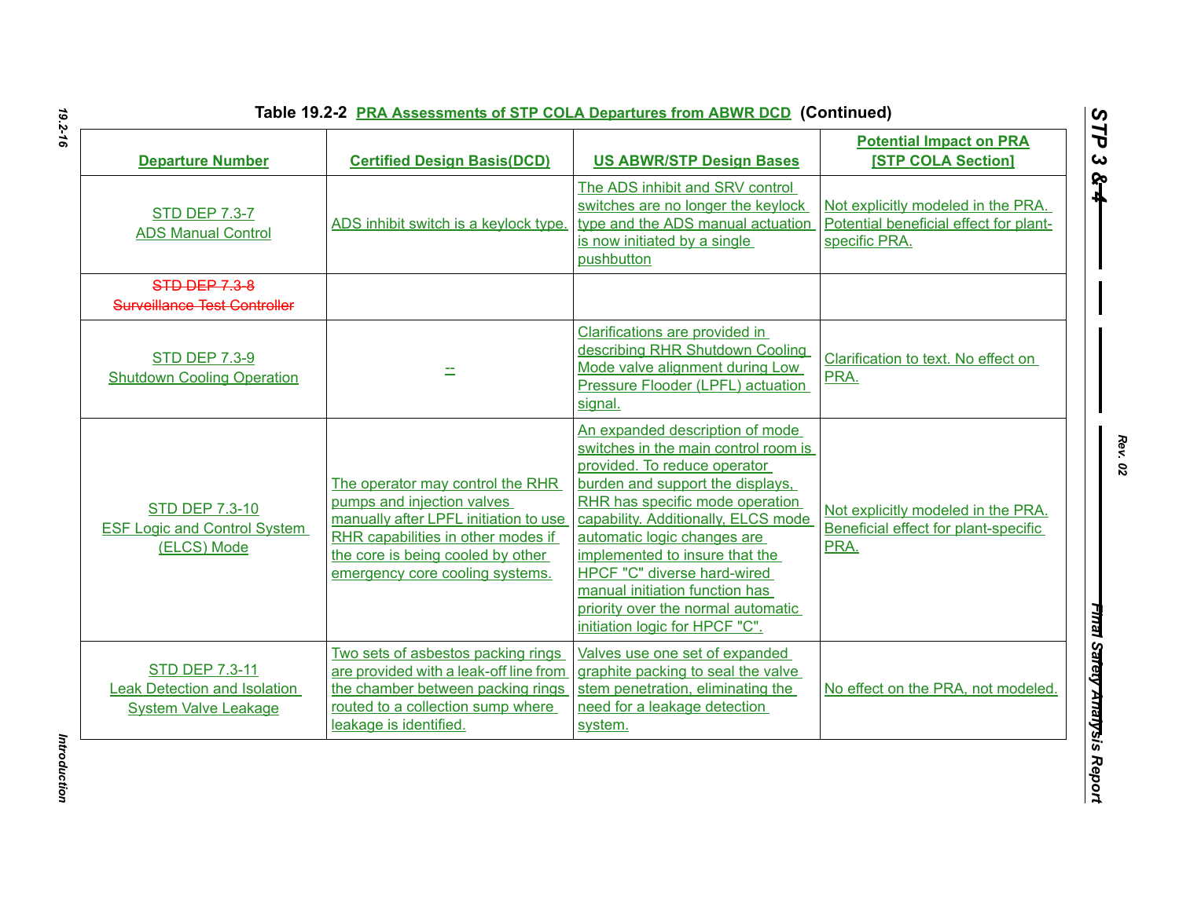Table 19.2-2 PRA Assessments of STP COLA Departures from ABWR DCD (Continued)

| Departure Number | Certified Design Basis(DCD) | US ABWR/STP Design Bases | Potential Impact on PRA [STP COLA Section] |
|---|---|---|---|
| STD DEP 7.3-7 ADS Manual Control | ADS inhibit switch is a keylock type. | The ADS inhibit and SRV control switches are no longer the keylock type and the ADS manual actuation is now initiated by a single pushbutton | Not explicitly modeled in the PRA. Potential beneficial effect for plant-specific PRA. |
| ~~STD DEP 7.3-8 Surveillance Test Controller~~ | | | |
| STD DEP 7.3-9 Shutdown Cooling Operation | -- | Clarifications are provided in describing RHR Shutdown Cooling Mode valve alignment during Low Pressure Flooder (LPFL) actuation signal. | Clarification to text. No effect on PRA. |
| STD DEP 7.3-10 ESF Logic and Control System (ELCS) Mode | The operator may control the RHR pumps and injection valves manually after LPFL initiation to use RHR capabilities in other modes if the core is being cooled by other emergency core cooling systems. | An expanded description of mode switches in the main control room is provided. To reduce operator burden and support the displays, RHR has specific mode operation capability. Additionally, ELCS mode automatic logic changes are implemented to insure that the HPCF "C" diverse hard-wired manual initiation function has priority over the normal automatic initiation logic for HPCF "C". | Not explicitly modeled in the PRA. Beneficial effect for plant-specific PRA. |
| STD DEP 7.3-11 Leak Detection and Isolation System Valve Leakage | Two sets of asbestos packing rings are provided with a leak-off line from the chamber between packing rings routed to a collection sump where leakage is identified. | Valves use one set of expanded graphite packing to seal the valve stem penetration, eliminating the need for a leakage detection system. | No effect on the PRA, not modeled. |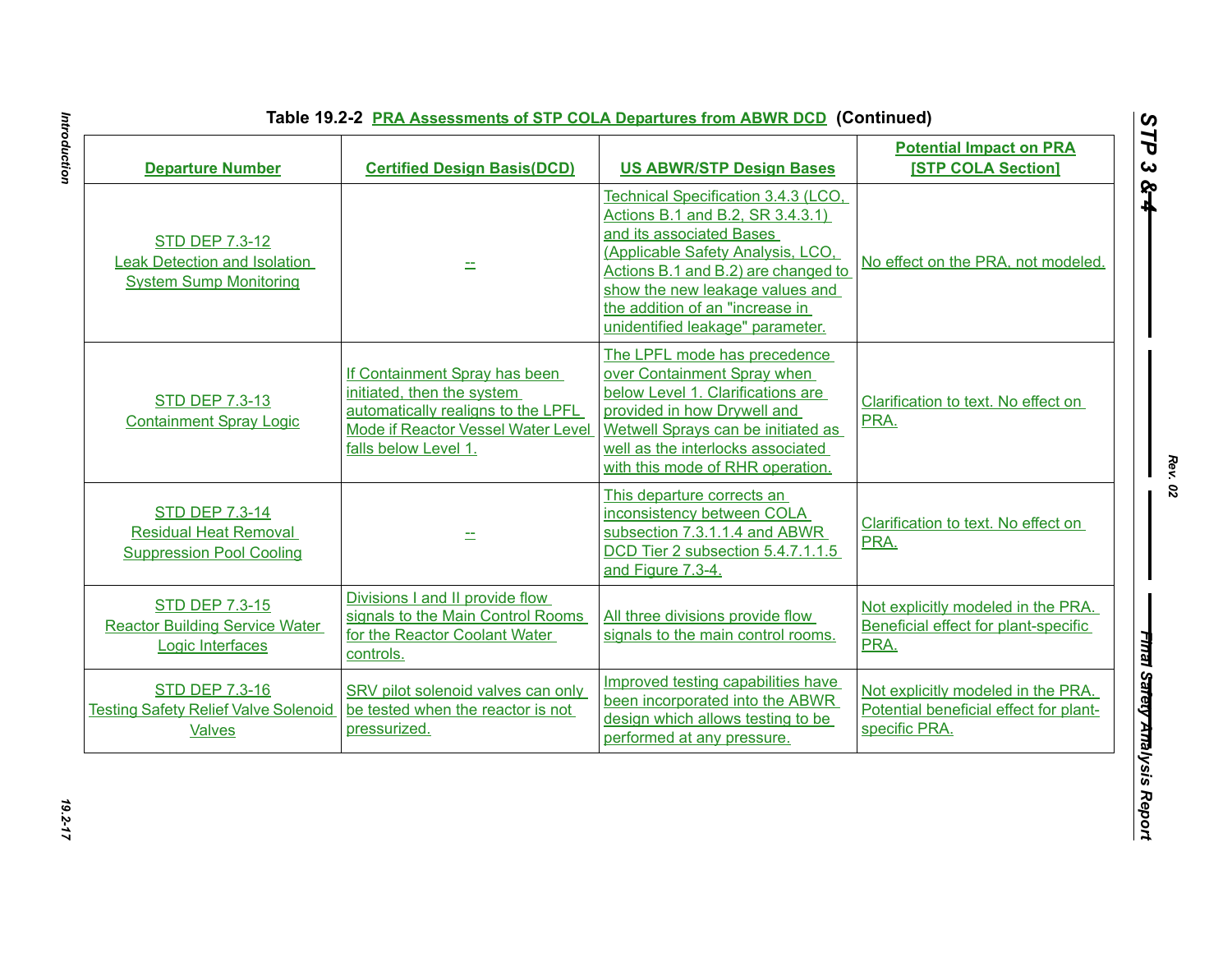Table 19.2-2 PRA Assessments of STP COLA Departures from ABWR DCD (Continued)

| Departure Number | Certified Design Basis(DCD) | US ABWR/STP Design Bases | Potential Impact on PRA [STP COLA Section] |
|---|---|---|---|
| STD DEP 7.3-12 Leak Detection and Isolation System Sump Monitoring | -- | Technical Specification 3.4.3 (LCO, Actions B.1 and B.2, SR 3.4.3.1) and its associated Bases (Applicable Safety Analysis, LCO, Actions B.1 and B.2) are changed to show the new leakage values and the addition of an "increase in unidentified leakage" parameter. | No effect on the PRA, not modeled. |
| STD DEP 7.3-13 Containment Spray Logic | If Containment Spray has been initiated, then the system automatically realigns to the LPFL Mode if Reactor Vessel Water Level falls below Level 1. | The LPFL mode has precedence over Containment Spray when below Level 1. Clarifications are provided in how Drywell and Wetwell Sprays can be initiated as well as the interlocks associated with this mode of RHR operation. | Clarification to text. No effect on PRA. |
| STD DEP 7.3-14 Residual Heat Removal Suppression Pool Cooling | -- | This departure corrects an inconsistency between COLA subsection 7.3.1.1.4 and ABWR DCD Tier 2 subsection 5.4.7.1.1.5 and Figure 7.3-4. | Clarification to text. No effect on PRA. |
| STD DEP 7.3-15 Reactor Building Service Water Logic Interfaces | Divisions I and II provide flow signals to the Main Control Rooms for the Reactor Coolant Water controls. | All three divisions provide flow signals to the main control rooms. | Not explicitly modeled in the PRA. Beneficial effect for plant-specific PRA. |
| STD DEP 7.3-16 Testing Safety Relief Valve Solenoid Valves | SRV pilot solenoid valves can only be tested when the reactor is not pressurized. | Improved testing capabilities have been incorporated into the ABWR design which allows testing to be performed at any pressure. | Not explicitly modeled in the PRA. Potential beneficial effect for plant-specific PRA. |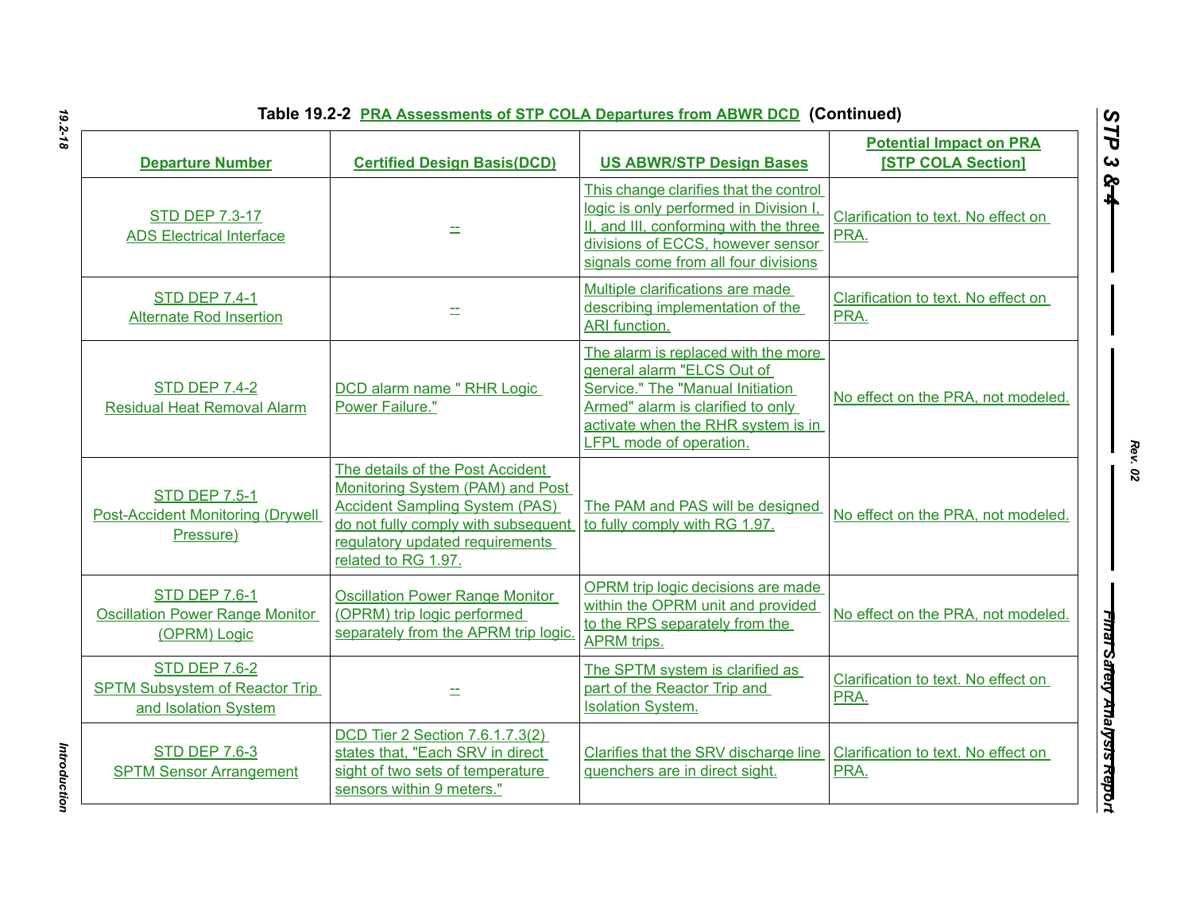**Table 19.2-2 PRA Assessments of STP COLA Departures from ABWR DCD (Continued)**

| Departure Number | Certified Design Basis(DCD) | US ABWR/STP Design Bases | Potential Impact on PRA [STP COLA Section] |
|---|---|---|---|
| STD DEP 7.3-17 ADS Electrical Interface | -- | This change clarifies that the control logic is only performed in Division I, II, and III, conforming with the three divisions of ECCS, however sensor signals come from all four divisions | Clarification to text. No effect on PRA. |
| STD DEP 7.4-1 Alternate Rod Insertion | -- | Multiple clarifications are made describing implementation of the ARI function. | Clarification to text. No effect on PRA. |
| STD DEP 7.4-2 Residual Heat Removal Alarm | DCD alarm name " RHR Logic Power Failure." | The alarm is replaced with the more general alarm "ELCS Out of Service." The "Manual Initiation Armed" alarm is clarified to only activate when the RHR system is in LFPL mode of operation. | No effect on the PRA, not modeled. |
| STD DEP 7.5-1 Post-Accident Monitoring (Drywell Pressure) | The details of the Post Accident Monitoring System (PAM) and Post Accident Sampling System (PAS) do not fully comply with subsequent regulatory updated requirements related to RG 1.97. | The PAM and PAS will be designed to fully comply with RG 1.97. | No effect on the PRA, not modeled. |
| STD DEP 7.6-1 Oscillation Power Range Monitor (OPRM) Logic | Oscillation Power Range Monitor (OPRM) trip logic performed separately from the APRM trip logic. | OPRM trip logic decisions are made within the OPRM unit and provided to the RPS separately from the APRM trips. | No effect on the PRA, not modeled. |
| STD DEP 7.6-2 SPTM Subsystem of Reactor Trip and Isolation System | -- | The SPTM system is clarified as part of the Reactor Trip and Isolation System. | Clarification to text. No effect on PRA. |
| STD DEP 7.6-3 SPTM Sensor Arrangement | DCD Tier 2 Section 7.6.1.7.3(2) states that, "Each SRV in direct sight of two sets of temperature sensors within 9 meters." | Clarifies that the SRV discharge line quenchers are in direct sight. | Clarification to text. No effect on PRA. |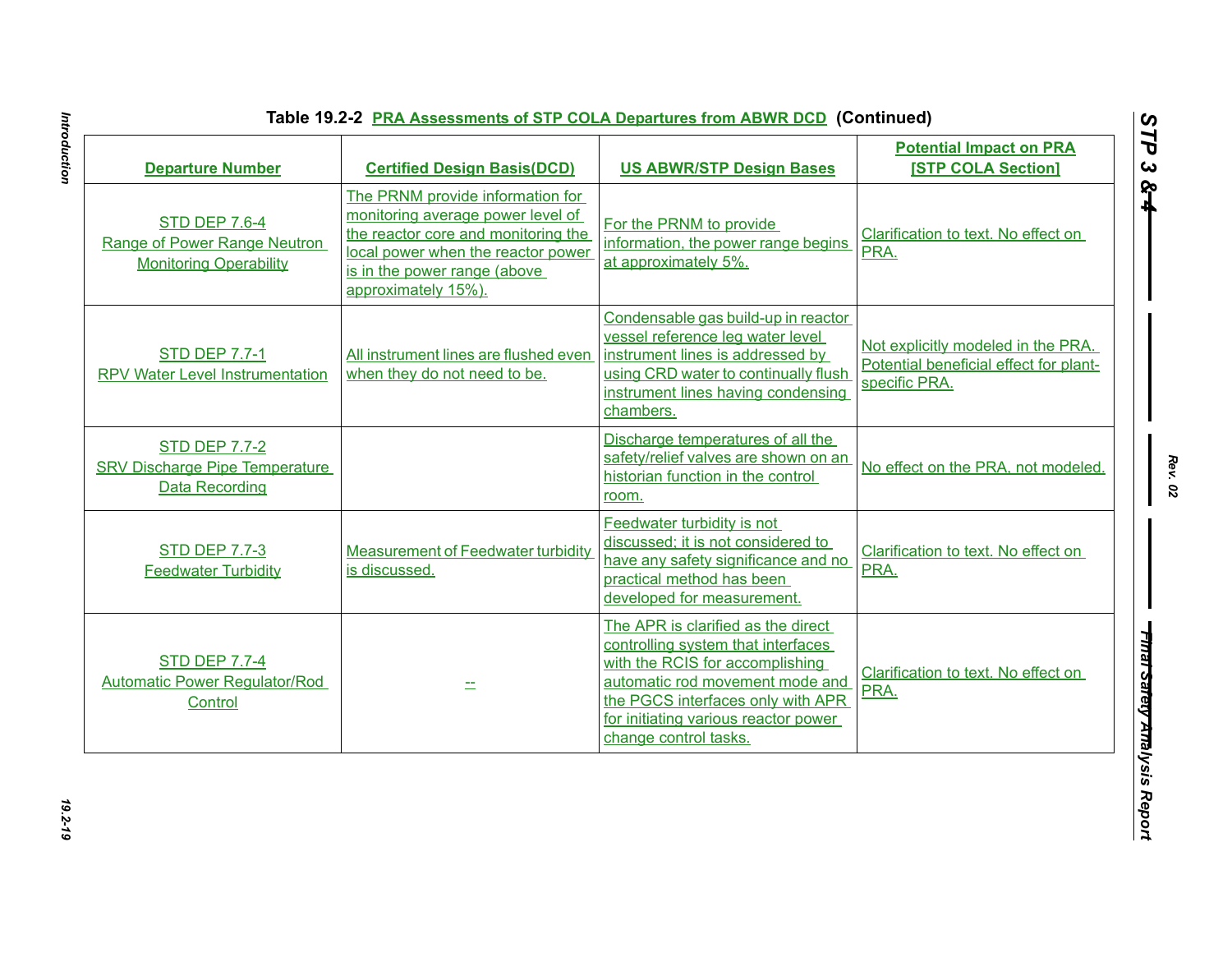**Table 19.2-2 PRA Assessments of STP COLA Departures from ABWR DCD (Continued)**

| Departure Number | Certified Design Basis(DCD) | US ABWR/STP Design Bases | Potential Impact on PRA [STP COLA Section] |
|---|---|---|---|
| STD DEP 7.6-4 Range of Power Range Neutron Monitoring Operability | The PRNM provide information for monitoring average power level of the reactor core and monitoring the local power when the reactor power is in the power range (above approximately 15%). | For the PRNM to provide information, the power range begins at approximately 5%. | Clarification to text. No effect on PRA. |
| STD DEP 7.7-1 RPV Water Level Instrumentation | All instrument lines are flushed even when they do not need to be. | Condensable gas build-up in reactor vessel reference leg water level instrument lines is addressed by using CRD water to continually flush instrument lines having condensing chambers. | Not explicitly modeled in the PRA. Potential beneficial effect for plant-specific PRA. |
| STD DEP 7.7-2 SRV Discharge Pipe Temperature Data Recording | | Discharge temperatures of all the safety/relief valves are shown on an historian function in the control room. | No effect on the PRA, not modeled. |
| STD DEP 7.7-3 Feedwater Turbidity | Measurement of Feedwater turbidity is discussed. | Feedwater turbidity is not discussed; it is not considered to have any safety significance and no practical method has been developed for measurement. | Clarification to text. No effect on PRA. |
| STD DEP 7.7-4 Automatic Power Regulator/Rod Control | -- | The APR is clarified as the direct controlling system that interfaces with the RCIS for accomplishing automatic rod movement mode and the PGCS interfaces only with APR for initiating various reactor power change control tasks. | Clarification to text. No effect on PRA. |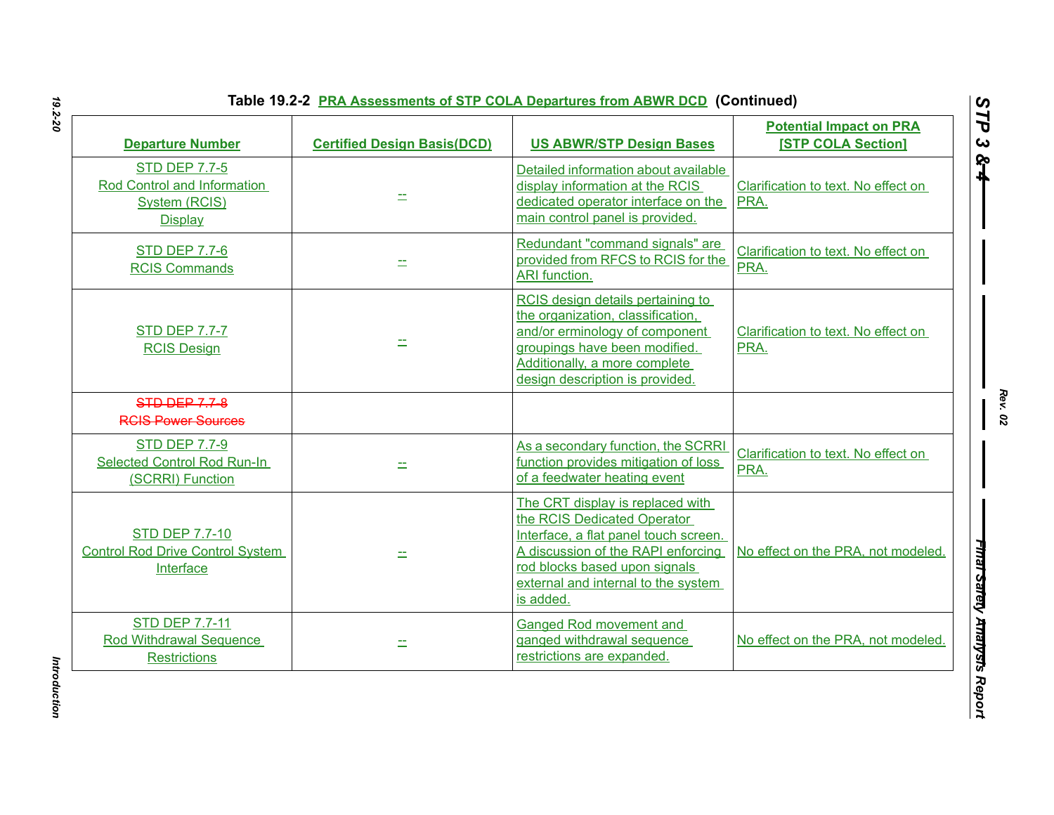Table 19.2-2 PRA Assessments of STP COLA Departures from ABWR DCD (Continued)

| Departure Number | Certified Design Basis(DCD) | US ABWR/STP Design Bases | Potential Impact on PRA [STP COLA Section] |
|---|---|---|---|
| STD DEP 7.7-5 Rod Control and Information System (RCIS) Display | -- | Detailed information about available display information at the RCIS dedicated operator interface on the main control panel is provided. | Clarification to text. No effect on PRA. |
| STD DEP 7.7-6 RCIS Commands | -- | Redundant "command signals" are provided from RFCS to RCIS for the ARI function. | Clarification to text. No effect on PRA. |
| STD DEP 7.7-7 RCIS Design | -- | RCIS design details pertaining to the organization, classification, and/or erminology of component groupings have been modified. Additionally, a more complete design description is provided. | Clarification to text. No effect on PRA. |
| ~~STD DEP 7.7-8 RCIS Power Sources~~ | | | |
| STD DEP 7.7-9 Selected Control Rod Run-In (SCRRI) Function | -- | As a secondary function, the SCRRI function provides mitigation of loss of a feedwater heating event | Clarification to text. No effect on PRA. |
| STD DEP 7.7-10 Control Rod Drive Control System Interface | -- | The CRT display is replaced with the RCIS Dedicated Operator Interface, a flat panel touch screen. A discussion of the RAPI enforcing rod blocks based upon signals external and internal to the system is added. | No effect on the PRA, not modeled. |
| STD DEP 7.7-11 Rod Withdrawal Sequence Restrictions | -- | Ganged Rod movement and ganged withdrawal sequence restrictions are expanded. | No effect on the PRA, not modeled. |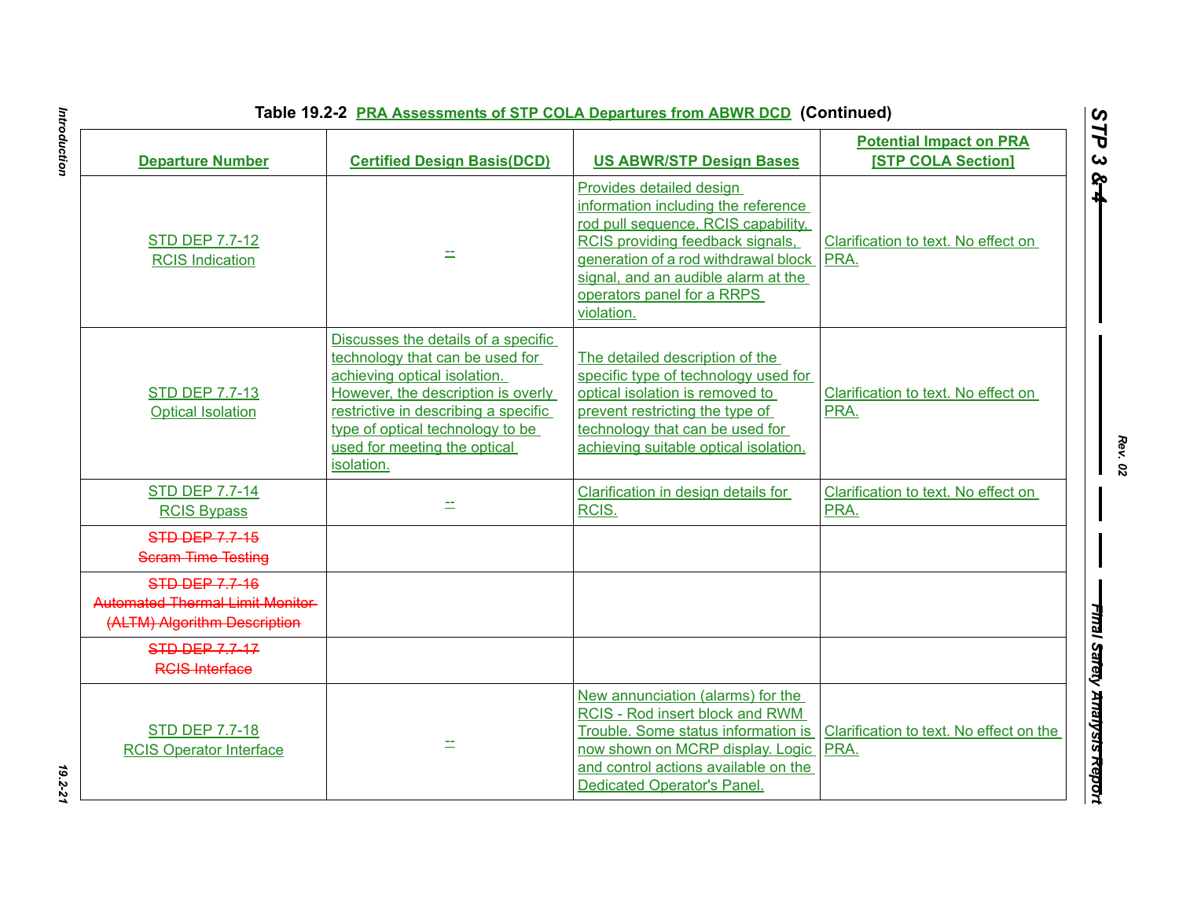**Table 19.2-2 PRA Assessments of STP COLA Departures from ABWR DCD (Continued)**

| Departure Number | Certified Design Basis(DCD) | US ABWR/STP Design Bases | Potential Impact on PRA [STP COLA Section] |
|---|---|---|---|
| STD DEP 7.7-12 RCIS Indication | -- | Provides detailed design information including the reference rod pull sequence, RCIS capability, RCIS providing feedback signals, generation of a rod withdrawal block signal, and an audible alarm at the operators panel for a RRPS violation. | Clarification to text. No effect on PRA. |
| STD DEP 7.7-13 Optical Isolation | Discusses the details of a specific technology that can be used for achieving optical isolation. However, the description is overly restrictive in describing a specific type of optical technology to be used for meeting the optical isolation. | The detailed description of the specific type of technology used for optical isolation is removed to prevent restricting the type of technology that can be used for achieving suitable optical isolation. | Clarification to text. No effect on PRA. |
| STD DEP 7.7-14 RCIS Bypass | -- | Clarification in design details for RCIS. | Clarification to text. No effect on PRA. |
| ~~STD DEP 7.7-15 Scram Time Testing~~ | | | |
| ~~STD DEP 7.7-16 Automated Thermal Limit Monitor (ALTM) Algorithm Description~~ | | | |
| ~~STD DEP 7.7-17 RCIS Interface~~ | | | |
| STD DEP 7.7-18 RCIS Operator Interface | -- | New annunciation (alarms) for the RCIS - Rod insert block and RWM Trouble. Some status information is now shown on MCRP display. Logic and control actions available on the Dedicated Operator's Panel. | Clarification to text. No effect on the PRA. |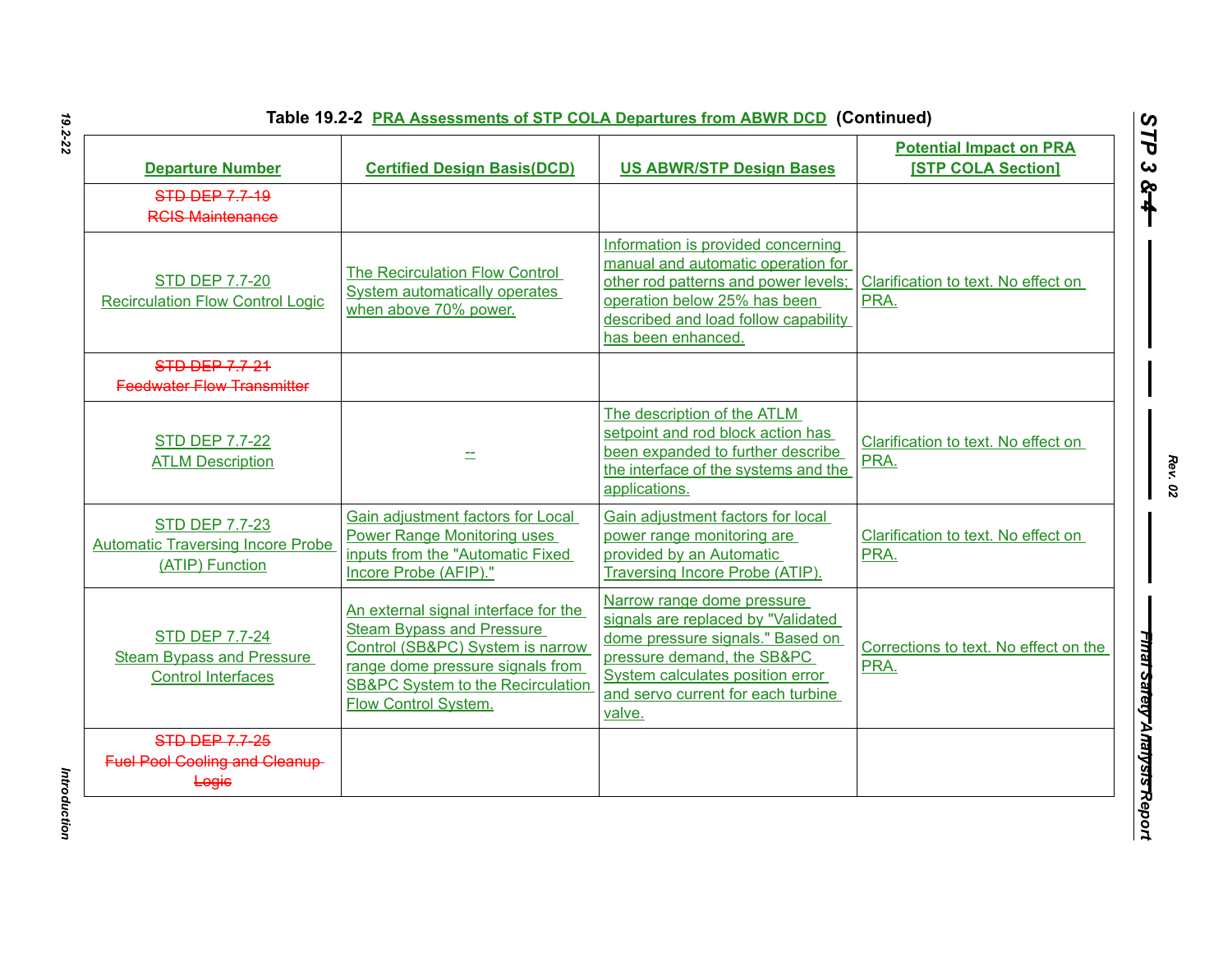Table 19.2-2 PRA Assessments of STP COLA Departures from ABWR DCD (Continued)

| Departure Number | Certified Design Basis(DCD) | US ABWR/STP Design Bases | Potential Impact on PRA [STP COLA Section] |
|---|---|---|---|
| ~~STD DEP 7.7-19 RCIS Maintenance~~ | | | |
| STD DEP 7.7-20 Recirculation Flow Control Logic | The Recirculation Flow Control System automatically operates when above 70% power. | Information is provided concerning manual and automatic operation for other rod patterns and power levels; operation below 25% has been described and load follow capability has been enhanced. | Clarification to text. No effect on PRA. |
| ~~STD DEP 7.7-21 Feedwater Flow Transmitter~~ | | | |
| STD DEP 7.7-22 ATLM Description | -- | The description of the ATLM setpoint and rod block action has been expanded to further describe the interface of the systems and the applications. | Clarification to text. No effect on PRA. |
| STD DEP 7.7-23 Automatic Traversing Incore Probe (ATIP) Function | Gain adjustment factors for Local Power Range Monitoring uses inputs from the "Automatic Fixed Incore Probe (AFIP)." | Gain adjustment factors for local power range monitoring are provided by an Automatic Traversing Incore Probe (ATIP). | Clarification to text. No effect on PRA. |
| STD DEP 7.7-24 Steam Bypass and Pressure Control Interfaces | An external signal interface for the Steam Bypass and Pressure Control (SB&PC) System is narrow range dome pressure signals from SB&PC System to the Recirculation Flow Control System. | Narrow range dome pressure signals are replaced by "Validated dome pressure signals." Based on pressure demand, the SB&PC System calculates position error and servo current for each turbine valve. | Corrections to text. No effect on the PRA. |
| ~~STD DEP 7.7-25 Fuel Pool Cooling and Cleanup Logic~~ | | | |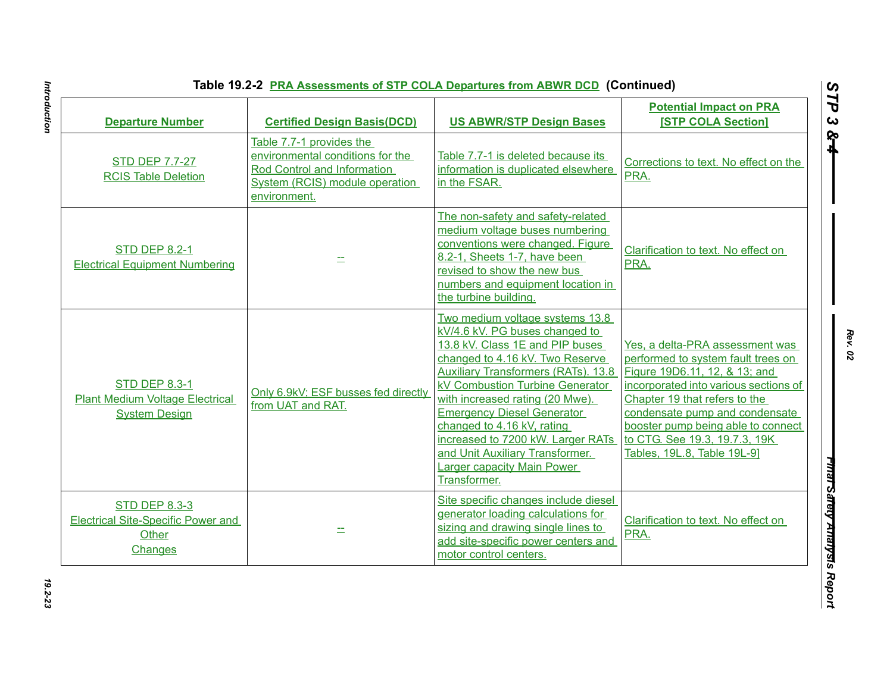**Table 19.2-2 PRA Assessments of STP COLA Departures from ABWR DCD (Continued)**

| Departure Number | Certified Design Basis(DCD) | US ABWR/STP Design Bases | Potential Impact on PRA [STP COLA Section] |
|---|---|---|---|
| STD DEP 7.7-27 RCIS Table Deletion | Table 7.7-1 provides the environmental conditions for the Rod Control and Information System (RCIS) module operation environment. | Table 7.7-1 is deleted because its information is duplicated elsewhere in the FSAR. | Corrections to text. No effect on the PRA. |
| STD DEP 8.2-1 Electrical Equipment Numbering | -- | The non-safety and safety-related medium voltage buses numbering conventions were changed. Figure 8.2-1, Sheets 1-7, have been revised to show the new bus numbers and equipment location in the turbine building. | Clarification to text. No effect on PRA. |
| STD DEP 8.3-1 Plant Medium Voltage Electrical System Design | Only 6.9kV; ESF busses fed directly from UAT and RAT. | Two medium voltage systems 13.8 kV/4.6 kV. PG buses changed to 13.8 kV. Class 1E and PIP buses changed to 4.16 kV. Two Reserve Auxiliary Transformers (RATs). 13.8 kV Combustion Turbine Generator with increased rating (20 Mwe). Emergency Diesel Generator changed to 4.16 kV, rating increased to 7200 kW. Larger RATs and Unit Auxiliary Transformer. Larger capacity Main Power Transformer. | Yes, a delta-PRA assessment was performed to system fault trees on Figure 19D6.11, 12, & 13; and incorporated into various sections of Chapter 19 that refers to the condensate pump and condensate booster pump being able to connect to CTG. See 19.3, 19.7.3, 19K Tables, 19L.8, Table 19L-9] |
| STD DEP 8.3-3 Electrical Site-Specific Power and Other Changes | -- | Site specific changes include diesel generator loading calculations for sizing and drawing single lines to add site-specific power centers and motor control centers. | Clarification to text. No effect on PRA. |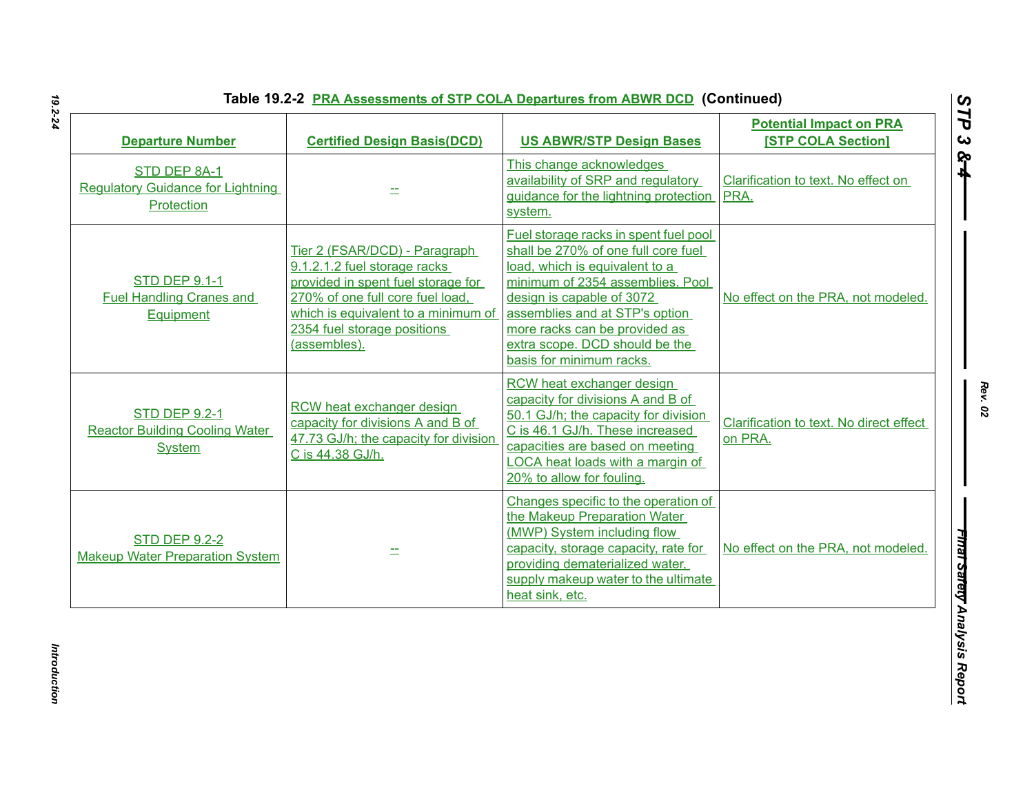Table 19.2-2 PRA Assessments of STP COLA Departures from ABWR DCD (Continued)

| Departure Number | Certified Design Basis(DCD) | US ABWR/STP Design Bases | Potential Impact on PRA [STP COLA Section] |
|---|---|---|---|
| STD DEP 8A-1 Regulatory Guidance for Lightning Protection | -- | This change acknowledges availability of SRP and regulatory guidance for the lightning protection system. | Clarification to text. No effect on PRA. |
| STD DEP 9.1-1 Fuel Handling Cranes and Equipment | Tier 2 (FSAR/DCD) - Paragraph 9.1.2.1.2 fuel storage racks provided in spent fuel storage for 270% of one full core fuel load, which is equivalent to a minimum of 2354 fuel storage positions (assembles). | Fuel storage racks in spent fuel pool shall be 270% of one full core fuel load, which is equivalent to a minimum of 2354 assemblies. Pool design is capable of 3072 assemblies and at STP's option more racks can be provided as extra scope. DCD should be the basis for minimum racks. | No effect on the PRA, not modeled. |
| STD DEP 9.2-1 Reactor Building Cooling Water System | RCW heat exchanger design capacity for divisions A and B of 47.73 GJ/h; the capacity for division C is 44.38 GJ/h. | RCW heat exchanger design capacity for divisions A and B of 50.1 GJ/h; the capacity for division C is 46.1 GJ/h. These increased capacities are based on meeting LOCA heat loads with a margin of 20% to allow for fouling. | Clarification to text. No direct effect on PRA. |
| STD DEP 9.2-2 Makeup Water Preparation System | -- | Changes specific to the operation of the Makeup Preparation Water (MWP) System including flow capacity, storage capacity, rate for providing dematerialized water, supply makeup water to the ultimate heat sink, etc. | No effect on the PRA, not modeled. |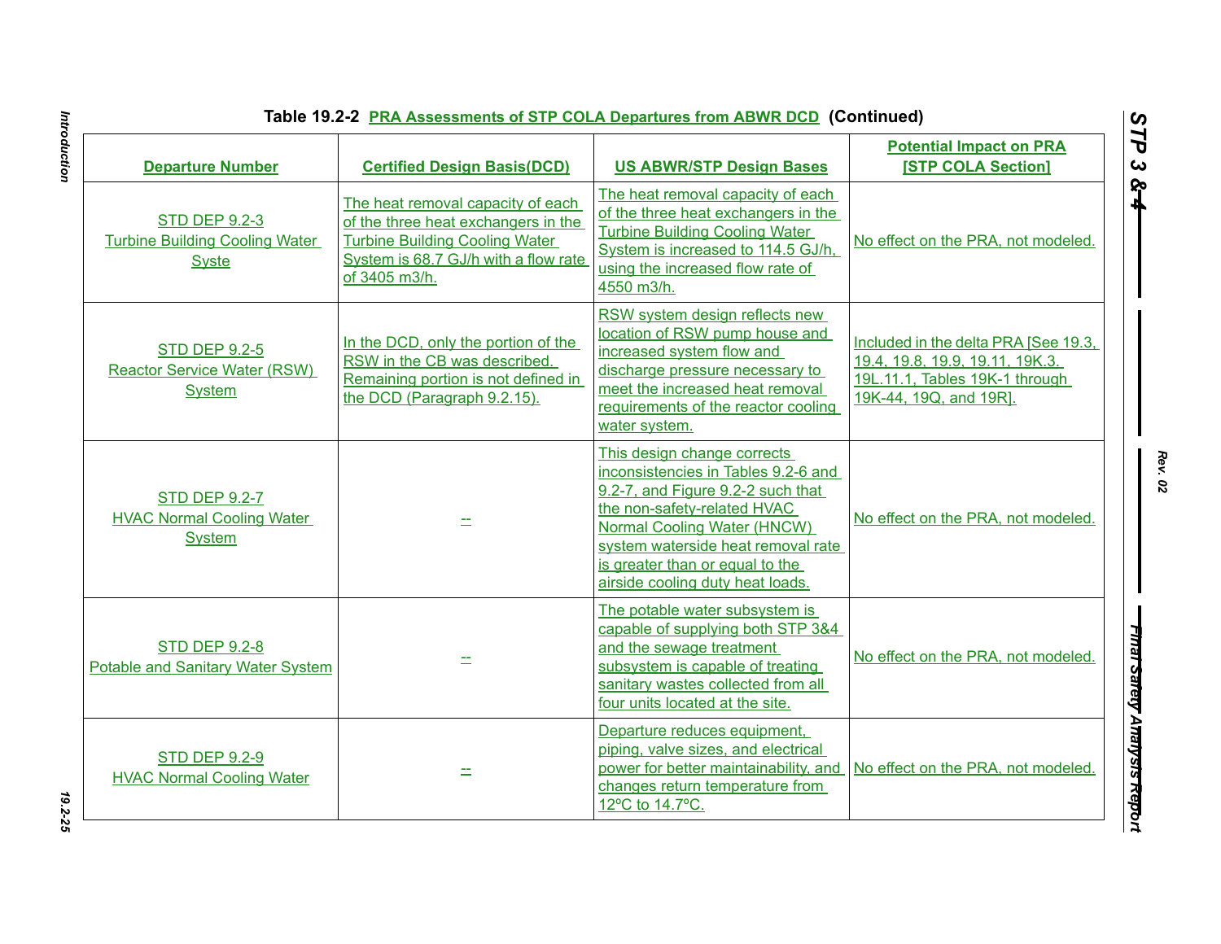**Table 19.2-2 PRA Assessments of STP COLA Departures from ABWR DCD (Continued)**

| Departure Number | Certified Design Basis(DCD) | US ABWR/STP Design Bases | Potential Impact on PRA [STP COLA Section] |
|---|---|---|---|
| STD DEP 9.2-3 Turbine Building Cooling Water Syste | The heat removal capacity of each of the three heat exchangers in the Turbine Building Cooling Water System is 68.7 GJ/h with a flow rate of 3405 m3/h. | The heat removal capacity of each of the three heat exchangers in the Turbine Building Cooling Water System is increased to 114.5 GJ/h, using the increased flow rate of 4550 m3/h. | No effect on the PRA, not modeled. |
| STD DEP 9.2-5 Reactor Service Water (RSW) System | In the DCD, only the portion of the RSW in the CB was described. Remaining portion is not defined in the DCD (Paragraph 9.2.15). | RSW system design reflects new location of RSW pump house and increased system flow and discharge pressure necessary to meet the increased heat removal requirements of the reactor cooling water system. | Included in the delta PRA [See 19.3, 19.4, 19.8, 19.9, 19.11, 19K.3. 19L.11.1, Tables 19K-1 through 19K-44, 19Q, and 19R]. |
| STD DEP 9.2-7 HVAC Normal Cooling Water System | -- | This design change corrects inconsistencies in Tables 9.2-6 and 9.2-7, and Figure 9.2-2 such that the non-safety-related HVAC Normal Cooling Water (HNCW) system waterside heat removal rate is greater than or equal to the airside cooling duty heat loads. | No effect on the PRA, not modeled. |
| STD DEP 9.2-8 Potable and Sanitary Water System | -- | The potable water subsystem is capable of supplying both STP 3&4 and the sewage treatment subsystem is capable of treating sanitary wastes collected from all four units located at the site. | No effect on the PRA, not modeled. |
| STD DEP 9.2-9 HVAC Normal Cooling Water | -- | Departure reduces equipment, piping, valve sizes, and electrical power for better maintainability, and changes return temperature from 12ºC to 14.7ºC. | No effect on the PRA, not modeled. |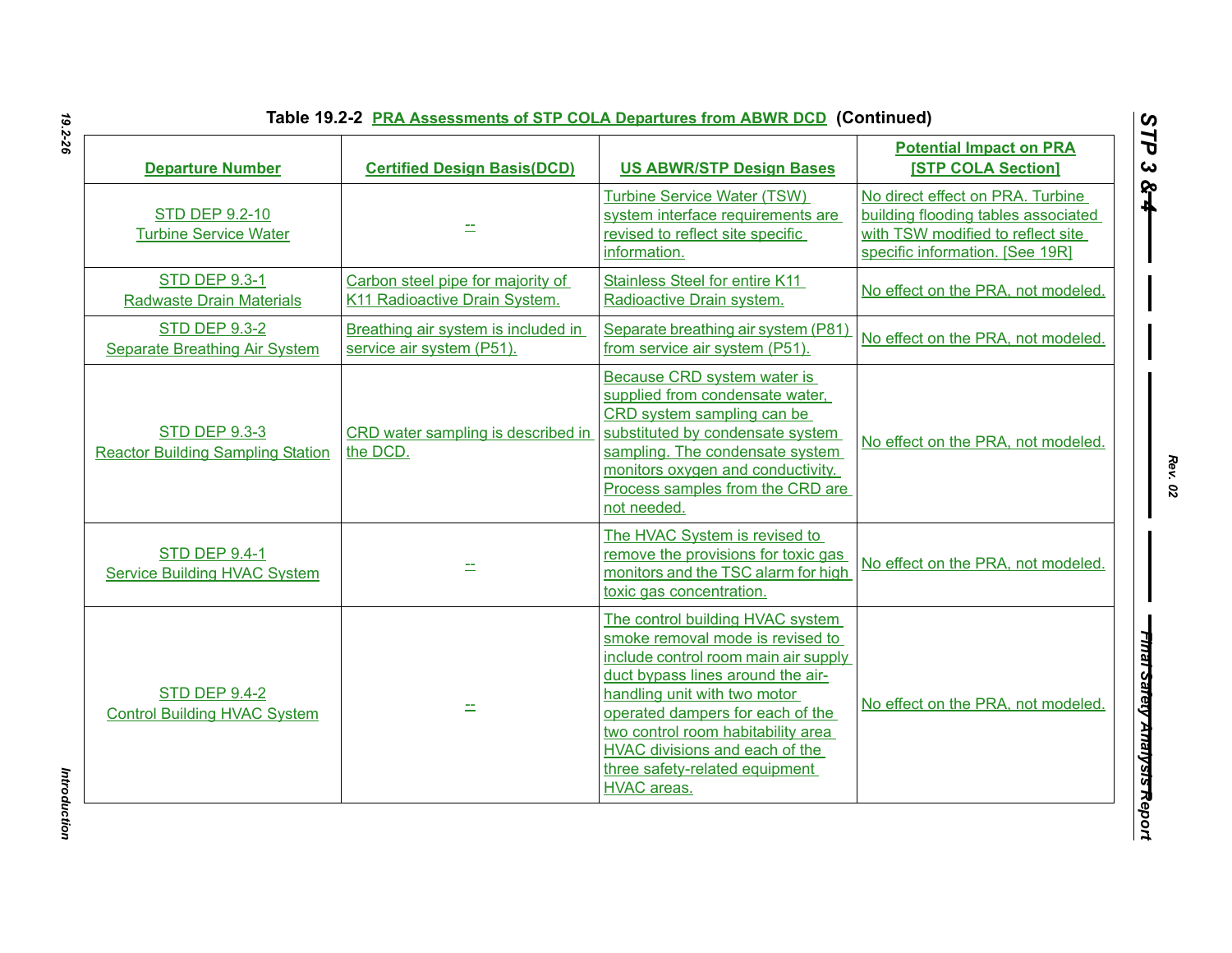**Table 19.2-2 PRA Assessments of STP COLA Departures from ABWR DCD (Continued)**

| Departure Number | Certified Design Basis(DCD) | US ABWR/STP Design Bases | Potential Impact on PRA [STP COLA Section] |
|---|---|---|---|
| STD DEP 9.2-10 Turbine Service Water | -- | Turbine Service Water (TSW) system interface requirements are revised to reflect site specific information. | No direct effect on PRA. Turbine building flooding tables associated with TSW modified to reflect site specific information. [See 19R] |
| STD DEP 9.3-1 Radwaste Drain Materials | Carbon steel pipe for majority of K11 Radioactive Drain System. | Stainless Steel for entire K11 Radioactive Drain system. | No effect on the PRA, not modeled. |
| STD DEP 9.3-2 Separate Breathing Air System | Breathing air system is included in service air system (P51). | Separate breathing air system (P81) from service air system (P51). | No effect on the PRA, not modeled. |
| STD DEP 9.3-3 Reactor Building Sampling Station | CRD water sampling is described in the DCD. | Because CRD system water is supplied from condensate water, CRD system sampling can be substituted by condensate system sampling. The condensate system monitors oxygen and conductivity. Process samples from the CRD are not needed. | No effect on the PRA, not modeled. |
| STD DEP 9.4-1 Service Building HVAC System | -- | The HVAC System is revised to remove the provisions for toxic gas monitors and the TSC alarm for high toxic gas concentration. | No effect on the PRA, not modeled. |
| STD DEP 9.4-2 Control Building HVAC System | -- | The control building HVAC system smoke removal mode is revised to include control room main air supply duct bypass lines around the air-handling unit with two motor operated dampers for each of the two control room habitability area HVAC divisions and each of the three safety-related equipment HVAC areas. | No effect on the PRA, not modeled. |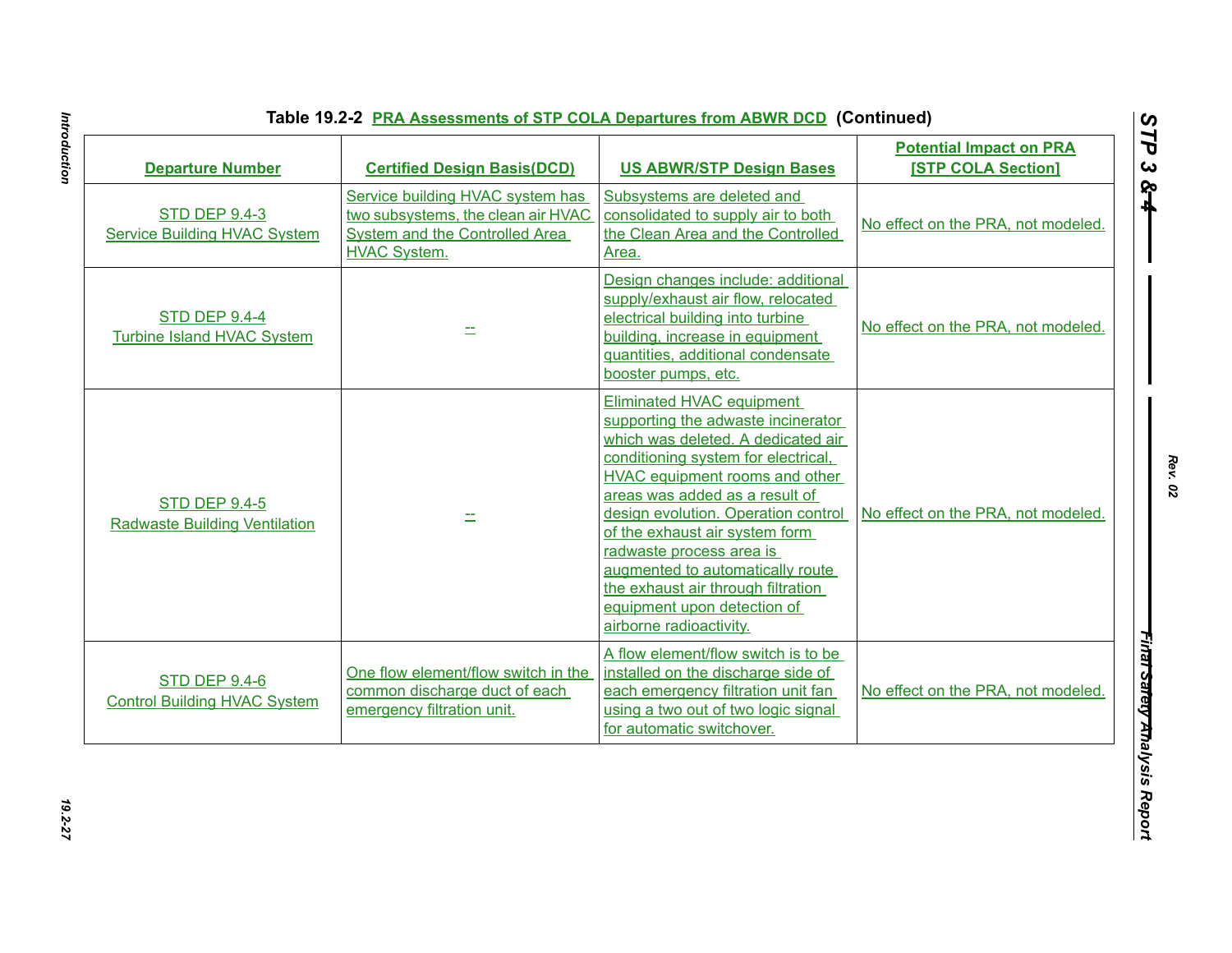**Table 19.2-2 PRA Assessments of STP COLA Departures from ABWR DCD (Continued)**

| Departure Number | Certified Design Basis(DCD) | US ABWR/STP Design Bases | Potential Impact on PRA [STP COLA Section] |
|---|---|---|---|
| STD DEP 9.4-3 Service Building HVAC System | Service building HVAC system has two subsystems, the clean air HVAC System and the Controlled Area HVAC System. | Subsystems are deleted and consolidated to supply air to both the Clean Area and the Controlled Area. | No effect on the PRA, not modeled. |
| STD DEP 9.4-4 Turbine Island HVAC System | -- | Design changes include: additional supply/exhaust air flow, relocated electrical building into turbine building, increase in equipment quantities, additional condensate booster pumps, etc. | No effect on the PRA, not modeled. |
| STD DEP 9.4-5 Radwaste Building Ventilation | -- | Eliminated HVAC equipment supporting the adwaste incinerator which was deleted. A dedicated air conditioning system for electrical, HVAC equipment rooms and other areas was added as a result of design evolution. Operation control of the exhaust air system form radwaste process area is augmented to automatically route the exhaust air through filtration equipment upon detection of airborne radioactivity. | No effect on the PRA, not modeled. |
| STD DEP 9.4-6 Control Building HVAC System | One flow element/flow switch in the common discharge duct of each emergency filtration unit. | A flow element/flow switch is to be installed on the discharge side of each emergency filtration unit fan using a two out of two logic signal for automatic switchover. | No effect on the PRA, not modeled. |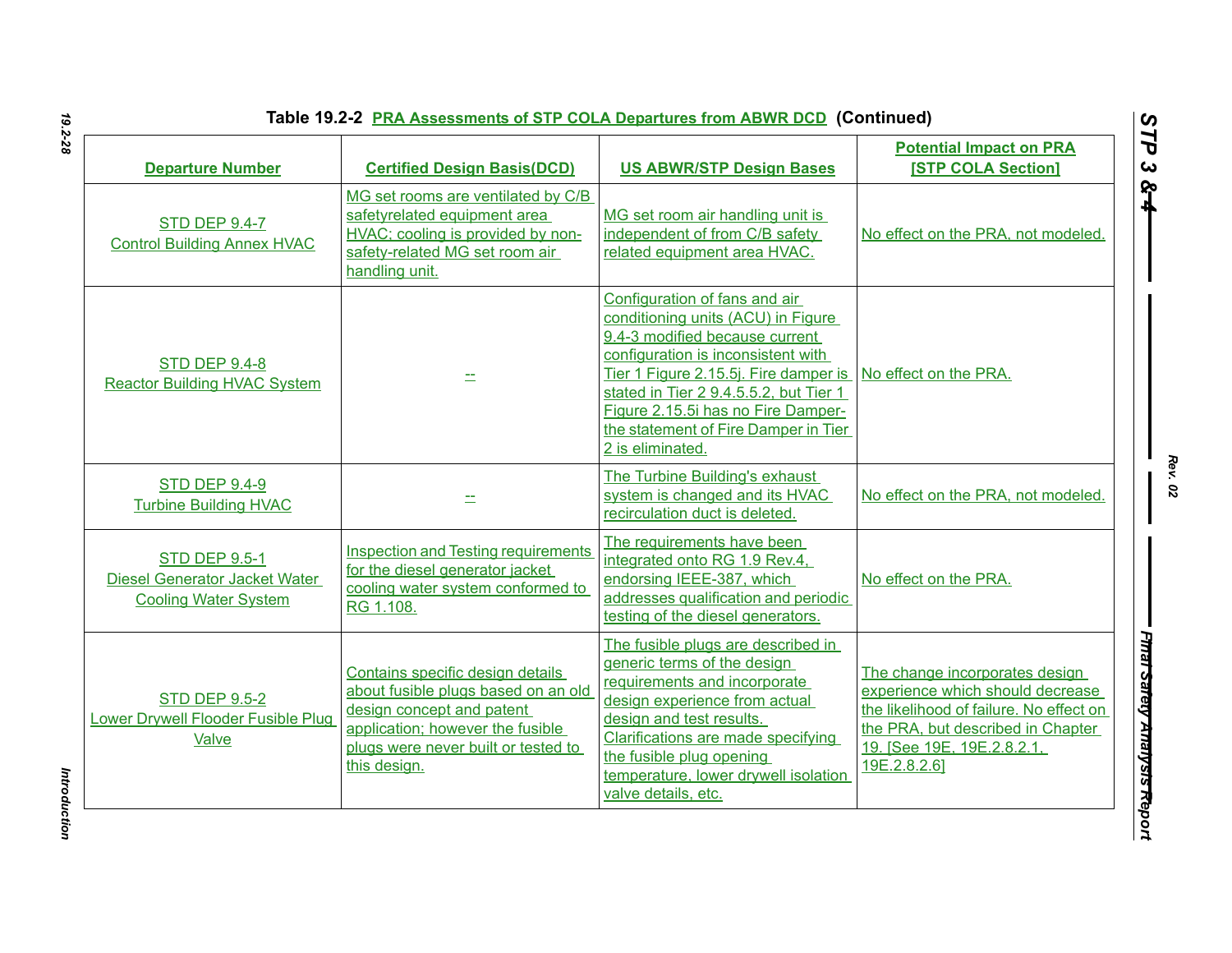**Table 19.2-2 PRA Assessments of STP COLA Departures from ABWR DCD (Continued)**

| Departure Number | Certified Design Basis(DCD) | US ABWR/STP Design Bases | Potential Impact on PRA [STP COLA Section] |
|---|---|---|---|
| STD DEP 9.4-7 Control Building Annex HVAC | MG set rooms are ventilated by C/B safetyrelated equipment area HVAC; cooling is provided by non-safety-related MG set room air handling unit. | MG set room air handling unit is independent of from C/B safety related equipment area HVAC. | No effect on the PRA, not modeled. |
| STD DEP 9.4-8 Reactor Building HVAC System | -- | Configuration of fans and air conditioning units (ACU) in Figure 9.4-3 modified because current configuration is inconsistent with Tier 1 Figure 2.15.5j. Fire damper is stated in Tier 2 9.4.5.5.2, but Tier 1 Figure 2.15.5i has no Fire Damper-the statement of Fire Damper in Tier 2 is eliminated. | No effect on the PRA. |
| STD DEP 9.4-9 Turbine Building HVAC | -- | The Turbine Building's exhaust system is changed and its HVAC recirculation duct is deleted. | No effect on the PRA, not modeled. |
| STD DEP 9.5-1 Diesel Generator Jacket Water Cooling Water System | Inspection and Testing requirements for the diesel generator jacket cooling water system conformed to RG 1.108. | The requirements have been integrated onto RG 1.9 Rev.4, endorsing IEEE-387, which addresses qualification and periodic testing of the diesel generators. | No effect on the PRA. |
| STD DEP 9.5-2 Lower Drywell Flooder Fusible Plug Valve | Contains specific design details about fusible plugs based on an old design concept and patent application; however the fusible plugs were never built or tested to this design. | The fusible plugs are described in generic terms of the design requirements and incorporate design experience from actual design and test results. Clarifications are made specifying the fusible plug opening temperature, lower drywell isolation valve details, etc. | The change incorporates design experience which should decrease the likelihood of failure. No effect on the PRA, but described in Chapter 19. [See 19E, 19E.2.8.2.1, 19E.2.8.2.6] |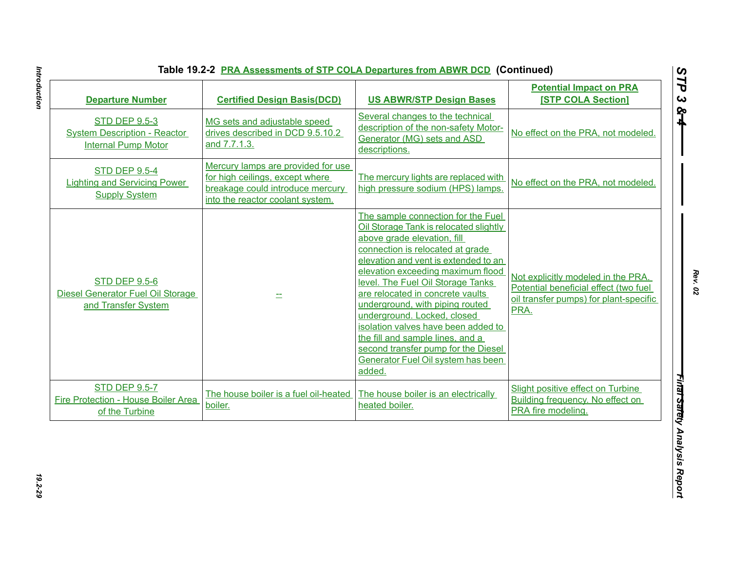**Table 19.2-2 PRA Assessments of STP COLA Departures from ABWR DCD (Continued)**

| Departure Number | Certified Design Basis(DCD) | US ABWR/STP Design Bases | Potential Impact on PRA [STP COLA Section] |
|---|---|---|---|
| STD DEP 9.5-3 System Description - Reactor Internal Pump Motor | MG sets and adjustable speed drives described in DCD 9.5.10.2 and 7.7.1.3. | Several changes to the technical description of the non-safety Motor-Generator (MG) sets and ASD descriptions. | No effect on the PRA, not modeled. |
| STD DEP 9.5-4 Lighting and Servicing Power Supply System | Mercury lamps are provided for use for high ceilings, except where breakage could introduce mercury into the reactor coolant system. | The mercury lights are replaced with high pressure sodium (HPS) lamps. | No effect on the PRA, not modeled. |
| STD DEP 9.5-6 Diesel Generator Fuel Oil Storage and Transfer System | -- | The sample connection for the Fuel Oil Storage Tank is relocated slightly above grade elevation, fill connection is relocated at grade elevation and vent is extended to an elevation exceeding maximum flood level. The Fuel Oil Storage Tanks are relocated in concrete vaults underground, with piping routed underground. Locked, closed isolation valves have been added to the fill and sample lines, and a second transfer pump for the Diesel Generator Fuel Oil system has been added. | Not explicitly modeled in the PRA. Potential beneficial effect (two fuel oil transfer pumps) for plant-specific PRA. |
| STD DEP 9.5-7 Fire Protection - House Boiler Area of the Turbine | The house boiler is a fuel oil-heated boiler. | The house boiler is an electrically heated boiler. | Slight positive effect on Turbine Building frequency. No effect on PRA fire modeling. |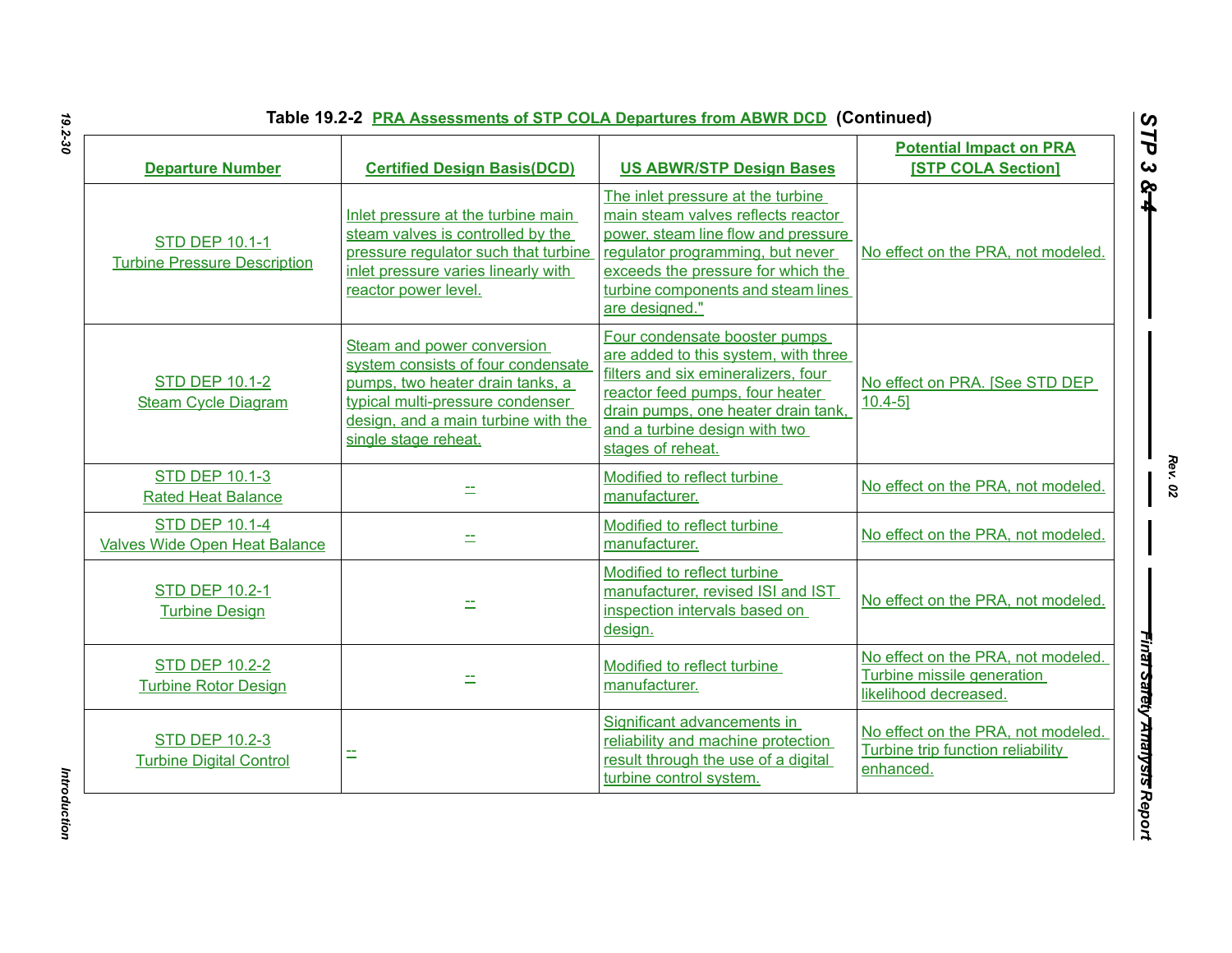**Table 19.2-2 PRA Assessments of STP COLA Departures from ABWR DCD (Continued)**

| Departure Number | Certified Design Basis(DCD) | US ABWR/STP Design Bases | Potential Impact on PRA [STP COLA Section] |
|---|---|---|---|
| STD DEP 10.1-1 Turbine Pressure Description | Inlet pressure at the turbine main steam valves is controlled by the pressure regulator such that turbine inlet pressure varies linearly with reactor power level. | The inlet pressure at the turbine main steam valves reflects reactor power, steam line flow and pressure regulator programming, but never exceeds the pressure for which the turbine components and steam lines are designed." | No effect on the PRA, not modeled. |
| STD DEP 10.1-2 Steam Cycle Diagram | Steam and power conversion system consists of four condensate pumps, two heater drain tanks, a typical multi-pressure condenser design, and a main turbine with the single stage reheat. | Four condensate booster pumps are added to this system, with three filters and six emineralizers, four reactor feed pumps, four heater drain pumps, one heater drain tank, and a turbine design with two stages of reheat. | No effect on PRA. [See STD DEP 10.4-5] |
| STD DEP 10.1-3 Rated Heat Balance | -- | Modified to reflect turbine manufacturer. | No effect on the PRA, not modeled. |
| STD DEP 10.1-4 Valves Wide Open Heat Balance | -- | Modified to reflect turbine manufacturer. | No effect on the PRA, not modeled. |
| STD DEP 10.2-1 Turbine Design | -- | Modified to reflect turbine manufacturer, revised ISI and IST inspection intervals based on design. | No effect on the PRA, not modeled. |
| STD DEP 10.2-2 Turbine Rotor Design | -- | Modified to reflect turbine manufacturer. | No effect on the PRA, not modeled. Turbine missile generation likelihood decreased. |
| STD DEP 10.2-3 Turbine Digital Control | -- | Significant advancements in reliability and machine protection result through the use of a digital turbine control system. | No effect on the PRA, not modeled. Turbine trip function reliability enhanced. |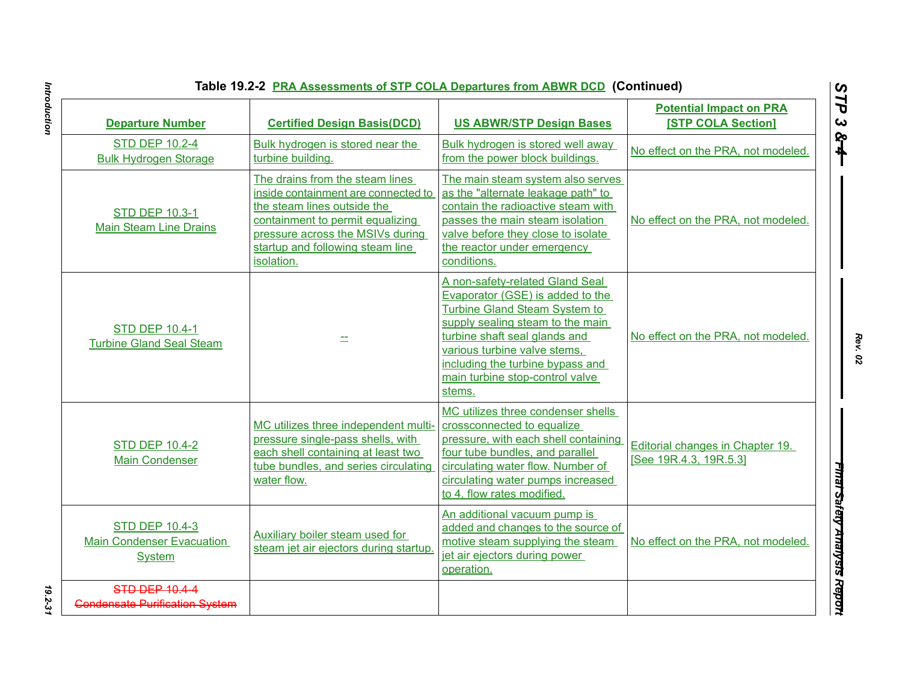**Table 19.2-2 PRA Assessments of STP COLA Departures from ABWR DCD (Continued)**

| Departure Number | Certified Design Basis(DCD) | US ABWR/STP Design Bases | Potential Impact on PRA [STP COLA Section] |
|---|---|---|---|
| STD DEP 10.2-4 Bulk Hydrogen Storage | Bulk hydrogen is stored near the turbine building. | Bulk hydrogen is stored well away from the power block buildings. | No effect on the PRA, not modeled. |
| STD DEP 10.3-1 Main Steam Line Drains | The drains from the steam lines inside containment are connected to the steam lines outside the containment to permit equalizing pressure across the MSIVs during startup and following steam line isolation. | The main steam system also serves as the "alternate leakage path" to contain the radioactive steam with passes the main steam isolation valve before they close to isolate the reactor under emergency conditions. | No effect on the PRA, not modeled. |
| STD DEP 10.4-1 Turbine Gland Seal Steam | -- | A non-safety-related Gland Seal Evaporator (GSE) is added to the Turbine Gland Steam System to supply sealing steam to the main turbine shaft seal glands and various turbine valve stems, including the turbine bypass and main turbine stop-control valve stems. | No effect on the PRA, not modeled. |
| STD DEP 10.4-2 Main Condenser | MC utilizes three independent multi-pressure single-pass shells, with each shell containing at least two tube bundles, and series circulating water flow. | MC utilizes three condenser shells crossconnected to equalize pressure, with each shell containing four tube bundles, and parallel circulating water flow. Number of circulating water pumps increased to 4, flow rates modified. | Editorial changes in Chapter 19. [See 19R.4.3, 19R.5.3] |
| STD DEP 10.4-3 Main Condenser Evacuation System | Auxiliary boiler steam used for steam jet air ejectors during startup. | An additional vacuum pump is added and changes to the source of motive steam supplying the steam jet air ejectors during power operation. | No effect on the PRA, not modeled. |
| ~~STD DEP 10.4-4 Condensate Purification System~~ | | | |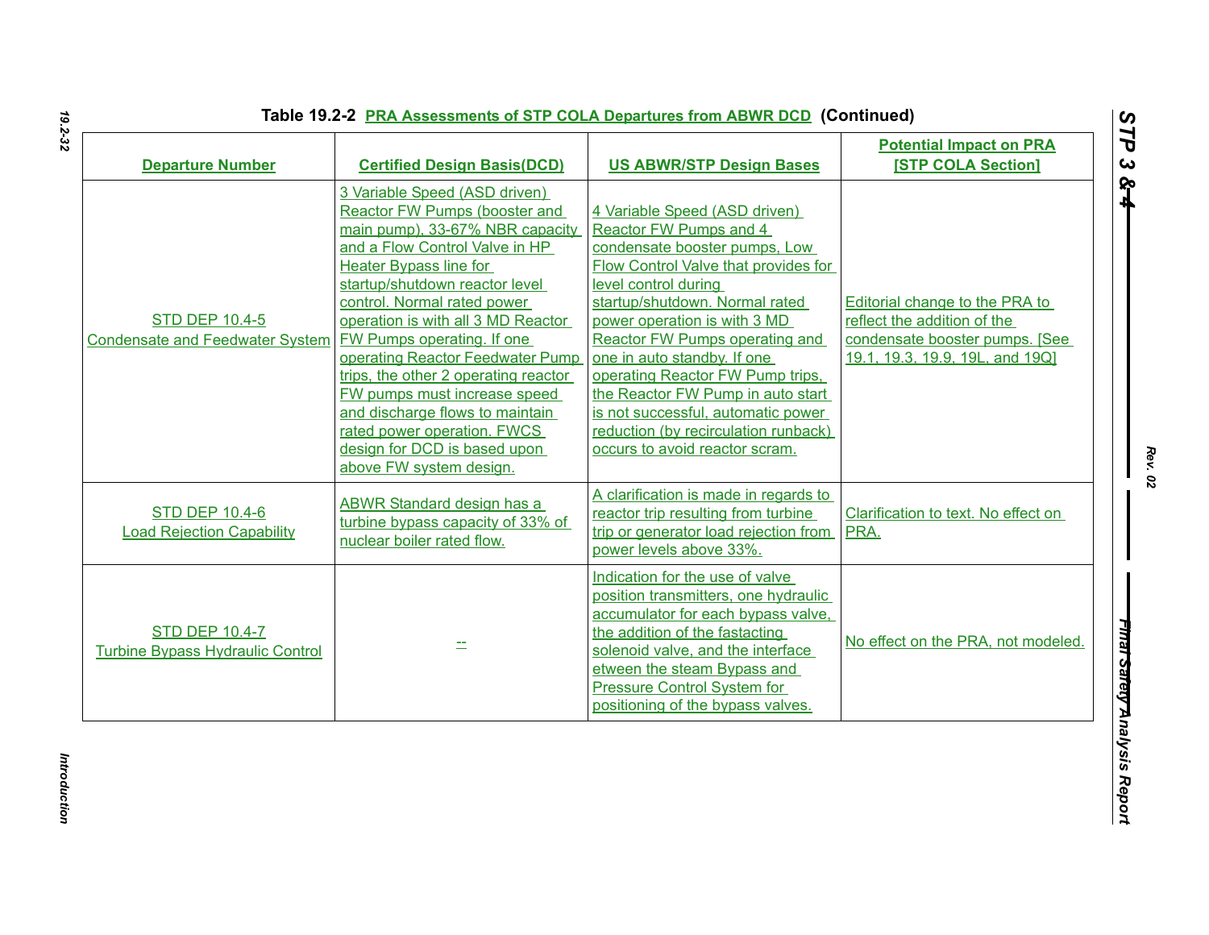**Table 19.2-2 PRA Assessments of STP COLA Departures from ABWR DCD (Continued)**

| Departure Number | Certified Design Basis(DCD) | US ABWR/STP Design Bases | Potential Impact on PRA [STP COLA Section] |
|---|---|---|---|
| STD DEP 10.4-5 Condensate and Feedwater System | 3 Variable Speed (ASD driven) Reactor FW Pumps (booster and main pump), 33-67% NBR capacity and a Flow Control Valve in HP Heater Bypass line for startup/shutdown reactor level control. Normal rated power operation is with all 3 MD Reactor FW Pumps operating. If one operating Reactor Feedwater Pump trips, the other 2 operating reactor FW pumps must increase speed and discharge flows to maintain rated power operation. FWCS design for DCD is based upon above FW system design. | 4 Variable Speed (ASD driven) Reactor FW Pumps and 4 condensate booster pumps, Low Flow Control Valve that provides for level control during startup/shutdown. Normal rated power operation is with 3 MD Reactor FW Pumps operating and one in auto standby. If one operating Reactor FW Pump trips, the Reactor FW Pump in auto start is not successful, automatic power reduction (by recirculation runback) occurs to avoid reactor scram. | Editorial change to the PRA to reflect the addition of the condensate booster pumps. [See 19.1, 19.3, 19.9, 19L, and 19Q] |
| STD DEP 10.4-6 Load Rejection Capability | ABWR Standard design has a turbine bypass capacity of 33% of nuclear boiler rated flow. | A clarification is made in regards to reactor trip resulting from turbine trip or generator load rejection from power levels above 33%. | Clarification to text. No effect on PRA. |
| STD DEP 10.4-7 Turbine Bypass Hydraulic Control | -- | Indication for the use of valve position transmitters, one hydraulic accumulator for each bypass valve, the addition of the fastacting solenoid valve, and the interface etween the steam Bypass and Pressure Control System for positioning of the bypass valves. | No effect on the PRA, not modeled. |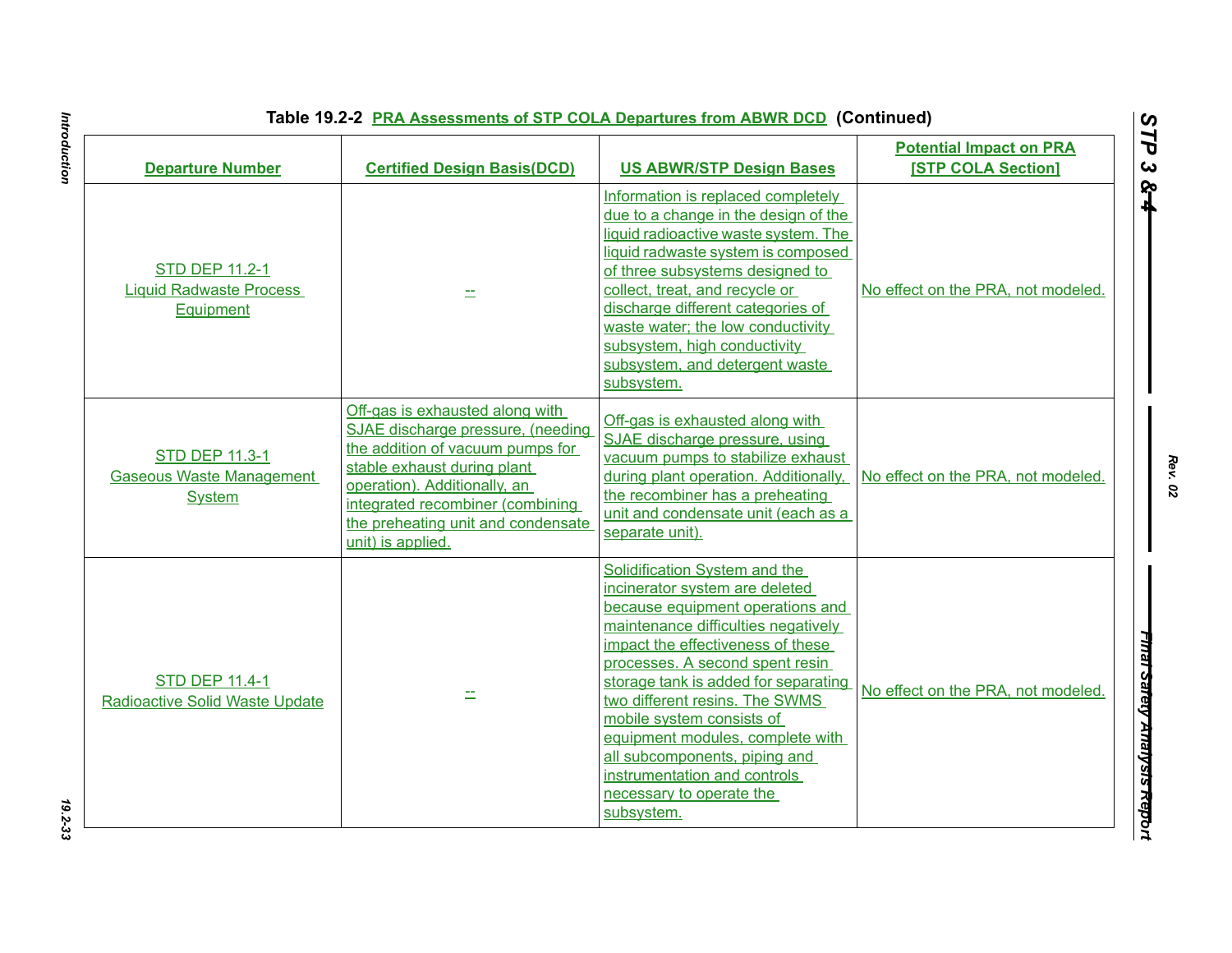**Table 19.2-2 PRA Assessments of STP COLA Departures from ABWR DCD (Continued)**

| Departure Number | Certified Design Basis(DCD) | US ABWR/STP Design Bases | Potential Impact on PRA [STP COLA Section] |
|---|---|---|---|
| STD DEP 11.2-1 Liquid Radwaste Process Equipment | -- | Information is replaced completely due to a change in the design of the liquid radioactive waste system. The liquid radwaste system is composed of three subsystems designed to collect, treat, and recycle or discharge different categories of waste water; the low conductivity subsystem, high conductivity subsystem, and detergent waste subsystem. | No effect on the PRA, not modeled. |
| STD DEP 11.3-1 Gaseous Waste Management System | Off-gas is exhausted along with SJAE discharge pressure, (needing the addition of vacuum pumps for stable exhaust during plant operation). Additionally, an integrated recombiner (combining the preheating unit and condensate unit) is applied. | Off-gas is exhausted along with SJAE discharge pressure, using vacuum pumps to stabilize exhaust during plant operation. Additionally, the recombiner has a preheating unit and condensate unit (each as a separate unit). | No effect on the PRA, not modeled. |
| STD DEP 11.4-1 Radioactive Solid Waste Update | -- | Solidification System and the incinerator system are deleted because equipment operations and maintenance difficulties negatively impact the effectiveness of these processes. A second spent resin storage tank is added for separating two different resins. The SWMS mobile system consists of equipment modules, complete with all subcomponents, piping and instrumentation and controls necessary to operate the subsystem. | No effect on the PRA, not modeled. |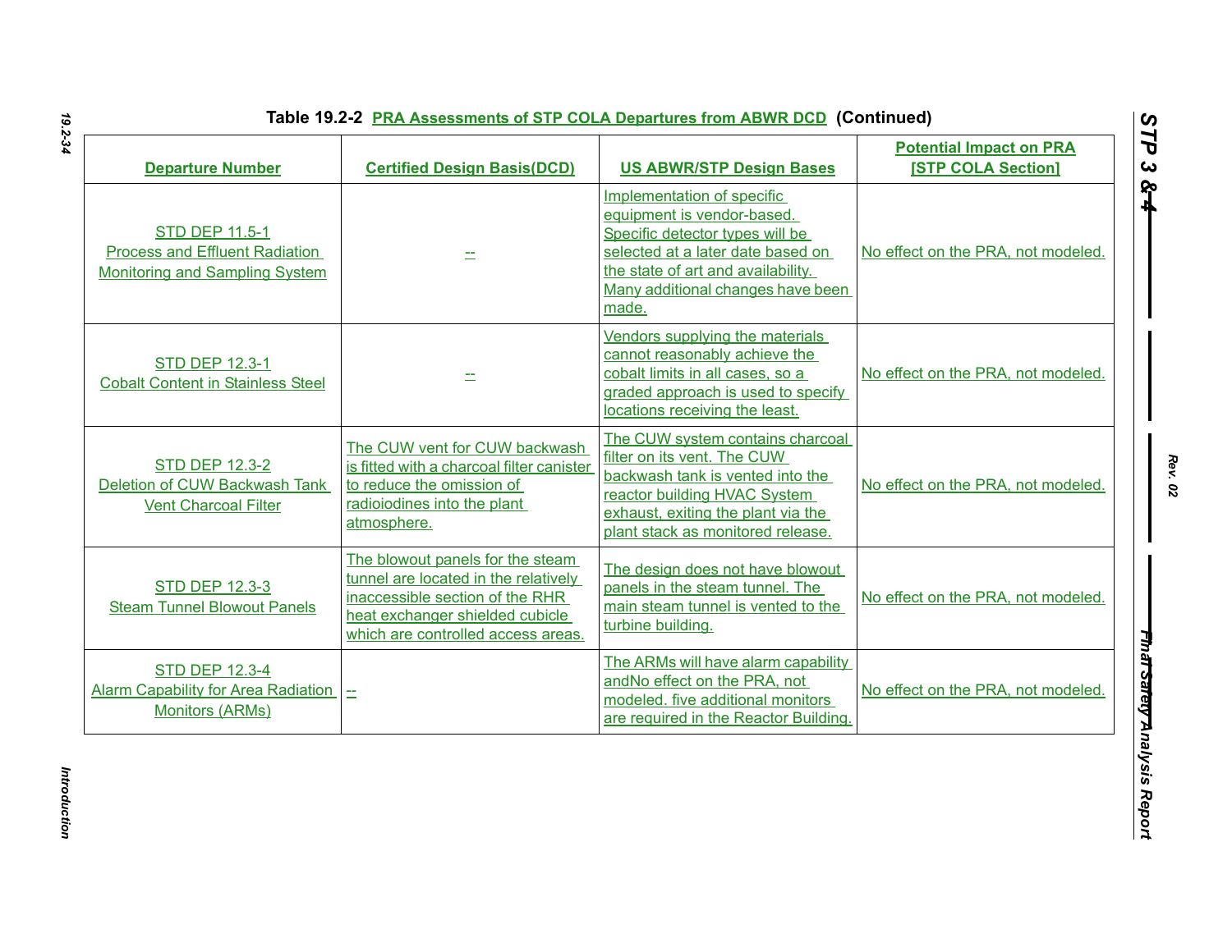**Table 19.2-2 PRA Assessments of STP COLA Departures from ABWR DCD (Continued)**

| Departure Number | Certified Design Basis(DCD) | US ABWR/STP Design Bases | Potential Impact on PRA [STP COLA Section] |
|---|---|---|---|
| STD DEP 11.5-1 Process and Effluent Radiation Monitoring and Sampling System | -- | Implementation of specific equipment is vendor-based. Specific detector types will be selected at a later date based on the state of art and availability. Many additional changes have been made. | No effect on the PRA, not modeled. |
| STD DEP 12.3-1 Cobalt Content in Stainless Steel | -- | Vendors supplying the materials cannot reasonably achieve the cobalt limits in all cases, so a graded approach is used to specify locations receiving the least. | No effect on the PRA, not modeled. |
| STD DEP 12.3-2 Deletion of CUW Backwash Tank Vent Charcoal Filter | The CUW vent for CUW backwash is fitted with a charcoal filter canister to reduce the omission of radioiodines into the plant atmosphere. | The CUW system contains charcoal filter on its vent. The CUW backwash tank is vented into the reactor building HVAC System exhaust, exiting the plant via the plant stack as monitored release. | No effect on the PRA, not modeled. |
| STD DEP 12.3-3 Steam Tunnel Blowout Panels | The blowout panels for the steam tunnel are located in the relatively inaccessible section of the RHR heat exchanger shielded cubicle which are controlled access areas. | The design does not have blowout panels in the steam tunnel. The main steam tunnel is vented to the turbine building. | No effect on the PRA, not modeled. |
| STD DEP 12.3-4 Alarm Capability for Area Radiation Monitors (ARMs) | -- | The ARMs will have alarm capability andNo effect on the PRA, not modeled. five additional monitors are required in the Reactor Building. | No effect on the PRA, not modeled. |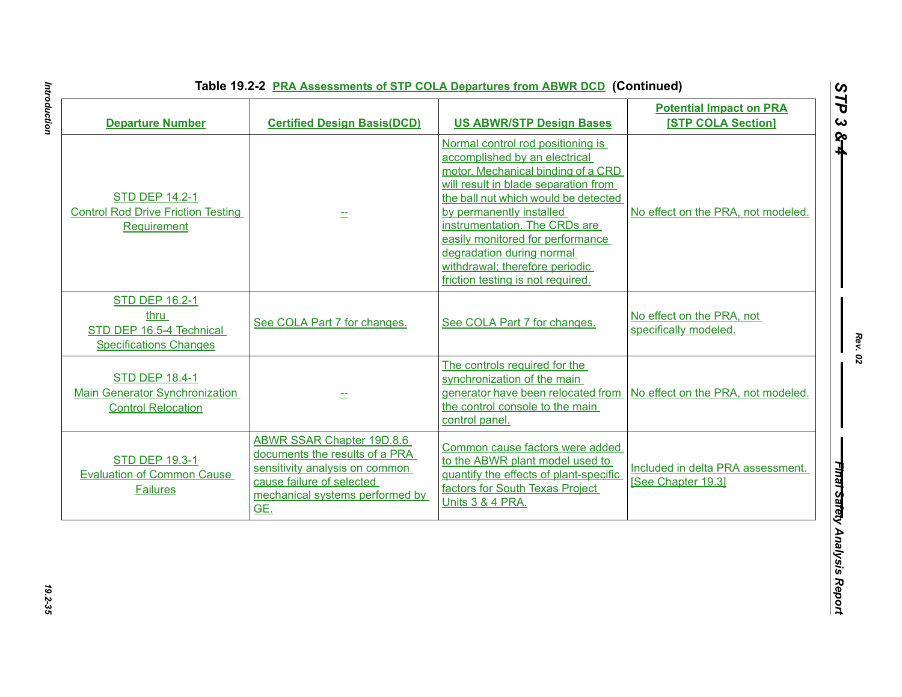**Table 19.2-2 PRA Assessments of STP COLA Departures from ABWR DCD (Continued)**

| Departure Number | Certified Design Basis(DCD) | US ABWR/STP Design Bases | Potential Impact on PRA [STP COLA Section] |
|---|---|---|---|
| STD DEP 14.2-1 Control Rod Drive Friction Testing Requirement | -- | Normal control rod positioning is accomplished by an electrical motor. Mechanical binding of a CRD will result in blade separation from the ball nut which would be detected by permanently installed instrumentation. The CRDs are easily monitored for performance degradation during normal withdrawal; therefore periodic friction testing is not required. | No effect on the PRA, not modeled. |
| STD DEP 16.2-1 thru STD DEP 16.5-4 Technical Specifications Changes | See COLA Part 7 for changes. | See COLA Part 7 for changes. | No effect on the PRA, not specifically modeled. |
| STD DEP 18.4-1 Main Generator Synchronization Control Relocation | -- | The controls required for the synchronization of the main generator have been relocated from the control console to the main control panel. | No effect on the PRA, not modeled. |
| STD DEP 19.3-1 Evaluation of Common Cause Failures | ABWR SSAR Chapter 19D.8.6 documents the results of a PRA sensitivity analysis on common cause failure of selected mechanical systems performed by GE. | Common cause factors were added to the ABWR plant model used to quantify the effects of plant-specific factors for South Texas Project Units 3 & 4 PRA. | Included in delta PRA assessment. [See Chapter 19.3] |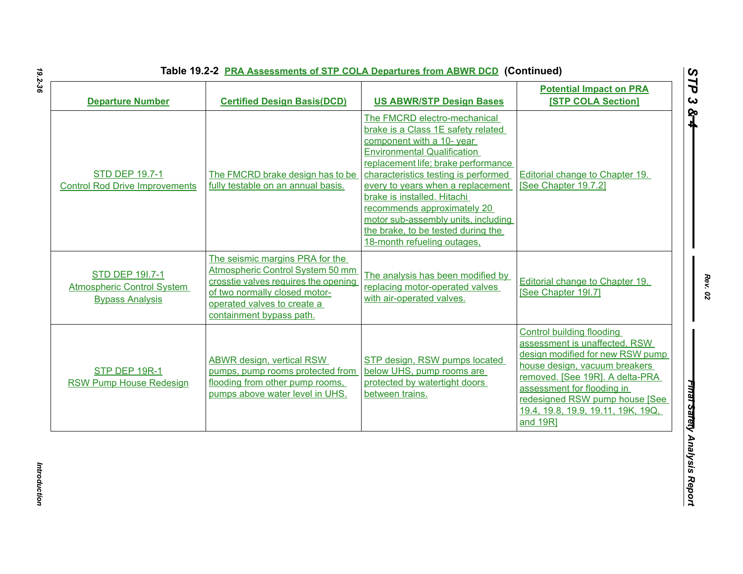**Table 19.2-2 PRA Assessments of STP COLA Departures from ABWR DCD (Continued)**

| Departure Number | Certified Design Basis(DCD) | US ABWR/STP Design Bases | Potential Impact on PRA [STP COLA Section] |
|---|---|---|---|
| STD DEP 19.7-1 Control Rod Drive Improvements | The FMCRD brake design has to be fully testable on an annual basis. | The FMCRD electro-mechanical brake is a Class 1E safety related component with a 10- year Environmental Qualification replacement life; brake performance characteristics testing is performed every to years when a replacement brake is installed. Hitachi recommends approximately 20 motor sub-assembly units, including the brake, to be tested during the 18-month refueling outages, | Editorial change to Chapter 19. [See Chapter 19.7.2] |
| STD DEP 19I.7-1 Atmospheric Control System Bypass Analysis | The seismic margins PRA for the Atmospheric Control System 50 mm crosstie valves requires the opening of two normally closed motor-operated valves to create a containment bypass path. | The analysis has been modified by replacing motor-operated valves with air-operated valves. | Editorial change to Chapter 19. [See Chapter 19I.7] |
| STP DEP 19R-1 RSW Pump House Redesign | ABWR design, vertical RSW pumps, pump rooms protected from flooding from other pump rooms, pumps above water level in UHS. | STP design, RSW pumps located below UHS, pump rooms are protected by watertight doors between trains. | Control building flooding assessment is unaffected, RSW design modified for new RSW pump house design, vacuum breakers removed. [See 19R]. A delta-PRA assessment for flooding in redesigned RSW pump house [See 19.4, 19.8, 19.9, 19.11, 19K, 19Q, and 19R] |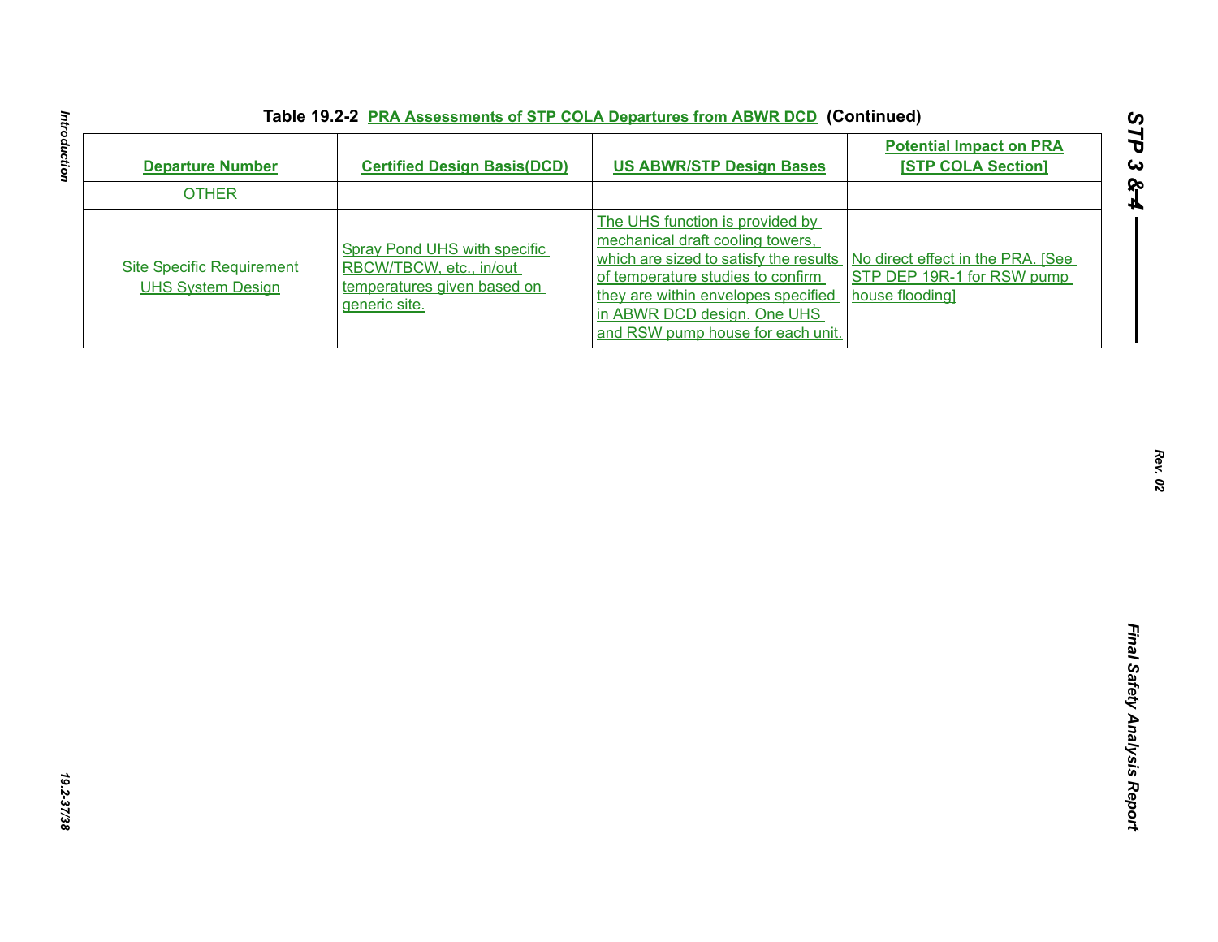Table 19.2-2 PRA Assessments of STP COLA Departures from ABWR DCD (Continued)

| Departure Number | Certified Design Basis(DCD) | US ABWR/STP Design Bases | Potential Impact on PRA [STP COLA Section] |
|---|---|---|---|
| OTHER | | | |
| Site Specific Requirement UHS System Design | Spray Pond UHS with specific RBCW/TBCW, etc., in/out temperatures given based on generic site. | The UHS function is provided by mechanical draft cooling towers, which are sized to satisfy the results of temperature studies to confirm they are within envelopes specified in ABWR DCD design. One UHS and RSW pump house for each unit. | No direct effect in the PRA. [See STP DEP 19R-1 for RSW pump house flooding] |